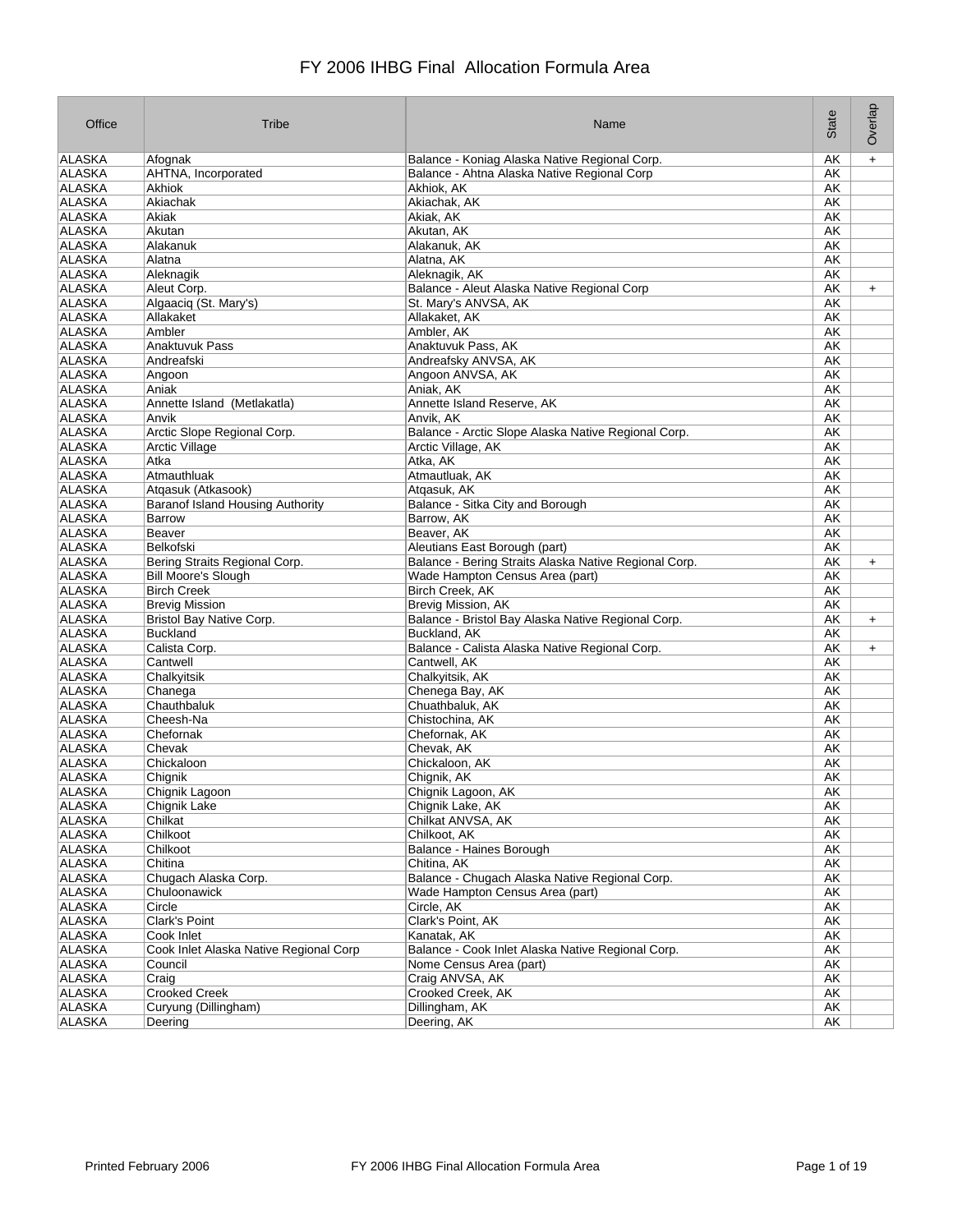# FY 2006 IHBG Final Allocation Formula Area

| Office | Tribe | Name | State | Overlap |
|---|---|---|---|---|
| ALASKA | Afognak | Balance - Koniag Alaska Native Regional Corp. | AK | + |
| ALASKA | AHTNA, Incorporated | Balance - Ahtna Alaska Native Regional Corp | AK | |
| ALASKA | Akhiok | Akhiok, AK | AK | |
| ALASKA | Akiachak | Akiachak, AK | AK | |
| ALASKA | Akiak | Akiak, AK | AK | |
| ALASKA | Akutan | Akutan, AK | AK | |
| ALASKA | Alakanuk | Alakanuk, AK | AK | |
| ALASKA | Alatna | Alatna, AK | AK | |
| ALASKA | Aleknagik | Aleknagik, AK | AK | |
| ALASKA | Aleut Corp. | Balance - Aleut Alaska Native Regional Corp | AK | + |
| ALASKA | Algaaciq (St. Mary's) | St. Mary's ANVSA, AK | AK | |
| ALASKA | Allakaket | Allakaket, AK | AK | |
| ALASKA | Ambler | Ambler, AK | AK | |
| ALASKA | Anaktuvuk Pass | Anaktuvuk Pass, AK | AK | |
| ALASKA | Andreafski | Andreafsky ANVSA, AK | AK | |
| ALASKA | Angoon | Angoon ANVSA, AK | AK | |
| ALASKA | Aniak | Aniak, AK | AK | |
| ALASKA | Annette Island (Metlakatla) | Annette Island Reserve, AK | AK | |
| ALASKA | Anvik | Anvik, AK | AK | |
| ALASKA | Arctic Slope Regional Corp. | Balance - Arctic Slope Alaska Native Regional Corp. | AK | |
| ALASKA | Arctic Village | Arctic Village, AK | AK | |
| ALASKA | Atka | Atka, AK | AK | |
| ALASKA | Atmauthluak | Atmautluak, AK | AK | |
| ALASKA | Atqasuk (Atkasook) | Atqasuk, AK | AK | |
| ALASKA | Baranof Island Housing Authority | Balance - Sitka City and Borough | AK | |
| ALASKA | Barrow | Barrow, AK | AK | |
| ALASKA | Beaver | Beaver, AK | AK | |
| ALASKA | Belkofski | Aleutians East Borough (part) | AK | |
| ALASKA | Bering Straits Regional Corp. | Balance - Bering Straits Alaska Native Regional Corp. | AK | + |
| ALASKA | Bill Moore's Slough | Wade Hampton Census Area (part) | AK | |
| ALASKA | Birch Creek | Birch Creek, AK | AK | |
| ALASKA | Brevig Mission | Brevig Mission, AK | AK | |
| ALASKA | Bristol Bay Native Corp. | Balance - Bristol Bay Alaska Native Regional Corp. | AK | + |
| ALASKA | Buckland | Buckland, AK | AK | |
| ALASKA | Calista Corp. | Balance - Calista Alaska Native Regional Corp. | AK | + |
| ALASKA | Cantwell | Cantwell, AK | AK | |
| ALASKA | Chalkyitsik | Chalkyitsik, AK | AK | |
| ALASKA | Chanega | Chenega Bay, AK | AK | |
| ALASKA | Chauthbaluk | Chuathbaluk, AK | AK | |
| ALASKA | Cheesh-Na | Chistochina, AK | AK | |
| ALASKA | Chefornak | Chefornak, AK | AK | |
| ALASKA | Chevak | Chevak, AK | AK | |
| ALASKA | Chickaloon | Chickaloon, AK | AK | |
| ALASKA | Chignik | Chignik, AK | AK | |
| ALASKA | Chignik Lagoon | Chignik Lagoon, AK | AK | |
| ALASKA | Chignik Lake | Chignik Lake, AK | AK | |
| ALASKA | Chilkat | Chilkat ANVSA, AK | AK | |
| ALASKA | Chilkoot | Chilkoot, AK | AK | |
| ALASKA | Chilkoot | Balance - Haines Borough | AK | |
| ALASKA | Chitina | Chitina, AK | AK | |
| ALASKA | Chugach Alaska Corp. | Balance - Chugach Alaska Native Regional Corp. | AK | |
| ALASKA | Chuloonawick | Wade Hampton Census Area (part) | AK | |
| ALASKA | Circle | Circle, AK | AK | |
| ALASKA | Clark's Point | Clark's Point, AK | AK | |
| ALASKA | Cook Inlet | Kanatak, AK | AK | |
| ALASKA | Cook Inlet Alaska Native Regional Corp | Balance - Cook Inlet Alaska Native Regional Corp. | AK | |
| ALASKA | Council | Nome Census Area (part) | AK | |
| ALASKA | Craig | Craig ANVSA, AK | AK | |
| ALASKA | Crooked Creek | Crooked Creek, AK | AK | |
| ALASKA | Curyung (Dillingham) | Dillingham, AK | AK | |
| ALASKA | Deering | Deering, AK | AK | |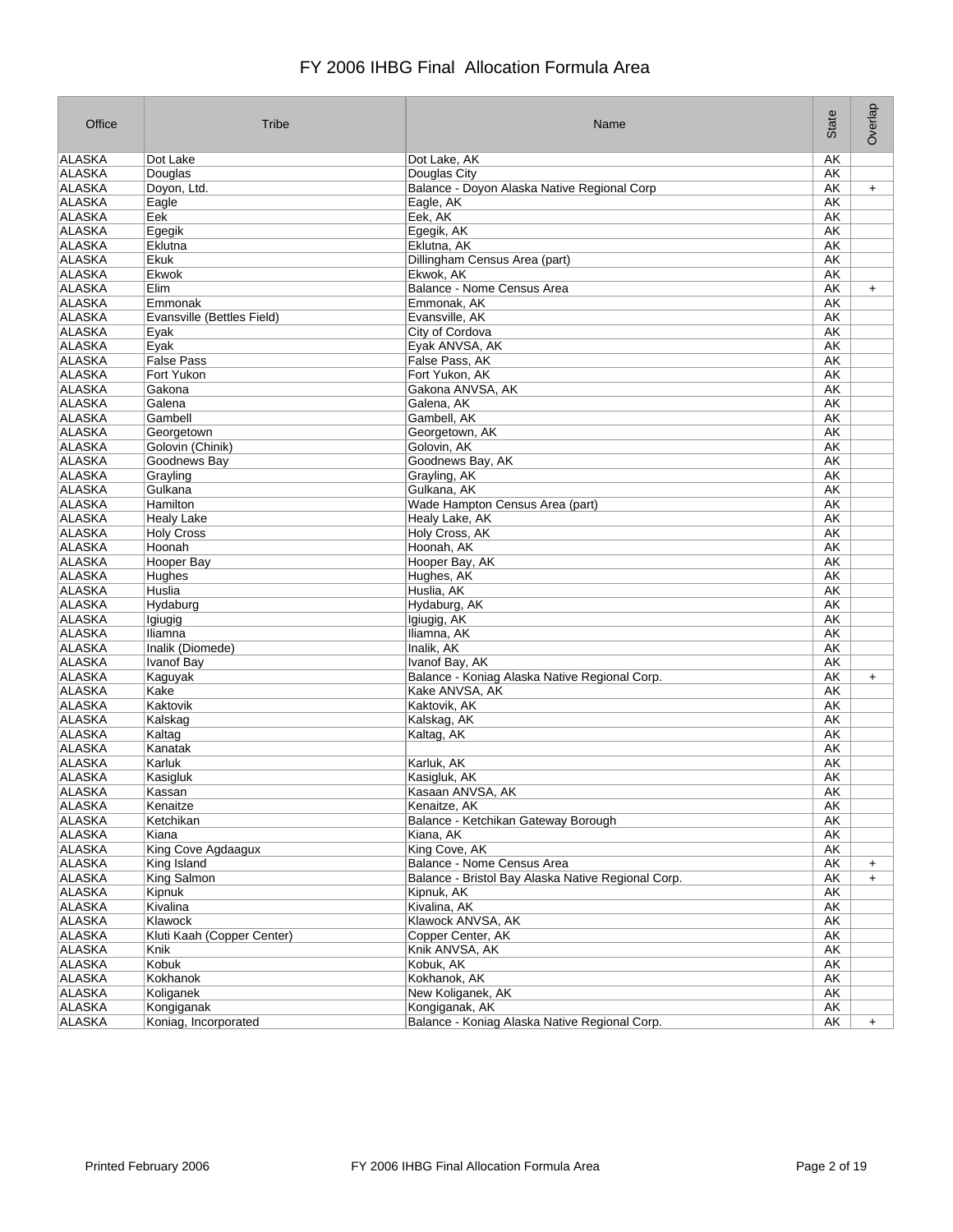# FY 2006 IHBG Final Allocation Formula Area

| Office | Tribe | Name | State | Overlap |
|---|---|---|---|---|
| ALASKA | Dot Lake | Dot Lake, AK | AK | |
| ALASKA | Douglas | Douglas City | AK | |
| ALASKA | Doyon, Ltd. | Balance - Doyon Alaska Native Regional Corp | AK | + |
| ALASKA | Eagle | Eagle, AK | AK | |
| ALASKA | Eek | Eek, AK | AK | |
| ALASKA | Egegik | Egegik, AK | AK | |
| ALASKA | Eklutna | Eklutna, AK | AK | |
| ALASKA | Ekuk | Dillingham Census Area (part) | AK | |
| ALASKA | Ekwok | Ekwok, AK | AK | |
| ALASKA | Elim | Balance - Nome Census Area | AK | + |
| ALASKA | Emmonak | Emmonak, AK | AK | |
| ALASKA | Evansville (Bettles Field) | Evansville, AK | AK | |
| ALASKA | Eyak | City of Cordova | AK | |
| ALASKA | Eyak | Eyak ANVSA, AK | AK | |
| ALASKA | False Pass | False Pass, AK | AK | |
| ALASKA | Fort Yukon | Fort Yukon, AK | AK | |
| ALASKA | Gakona | Gakona ANVSA, AK | AK | |
| ALASKA | Galena | Galena, AK | AK | |
| ALASKA | Gambell | Gambell, AK | AK | |
| ALASKA | Georgetown | Georgetown, AK | AK | |
| ALASKA | Golovin (Chinik) | Golovin, AK | AK | |
| ALASKA | Goodnews Bay | Goodnews Bay, AK | AK | |
| ALASKA | Grayling | Grayling, AK | AK | |
| ALASKA | Gulkana | Gulkana, AK | AK | |
| ALASKA | Hamilton | Wade Hampton Census Area (part) | AK | |
| ALASKA | Healy Lake | Healy Lake, AK | AK | |
| ALASKA | Holy Cross | Holy Cross, AK | AK | |
| ALASKA | Hoonah | Hoonah, AK | AK | |
| ALASKA | Hooper Bay | Hooper Bay, AK | AK | |
| ALASKA | Hughes | Hughes, AK | AK | |
| ALASKA | Huslia | Huslia, AK | AK | |
| ALASKA | Hydaburg | Hydaburg, AK | AK | |
| ALASKA | Igiugig | Igiugig, AK | AK | |
| ALASKA | Iliamna | Iliamna, AK | AK | |
| ALASKA | Inalik (Diomede) | Inalik, AK | AK | |
| ALASKA | Ivanof Bay | Ivanof Bay, AK | AK | |
| ALASKA | Kaguyak | Balance - Koniag Alaska Native Regional Corp. | AK | + |
| ALASKA | Kake | Kake ANVSA, AK | AK | |
| ALASKA | Kaktovik | Kaktovik, AK | AK | |
| ALASKA | Kalskag | Kalskag, AK | AK | |
| ALASKA | Kaltag | Kaltag, AK | AK | |
| ALASKA | Kanatak | | AK | |
| ALASKA | Karluk | Karluk, AK | AK | |
| ALASKA | Kasigluk | Kasigluk, AK | AK | |
| ALASKA | Kassan | Kasaan ANVSA, AK | AK | |
| ALASKA | Kenaitze | Kenaitze, AK | AK | |
| ALASKA | Ketchikan | Balance - Ketchikan Gateway Borough | AK | |
| ALASKA | Kiana | Kiana, AK | AK | |
| ALASKA | King Cove Agdaagux | King Cove, AK | AK | |
| ALASKA | King Island | Balance - Nome Census Area | AK | + |
| ALASKA | King Salmon | Balance - Bristol Bay Alaska Native Regional Corp. | AK | + |
| ALASKA | Kipnuk | Kipnuk, AK | AK | |
| ALASKA | Kivalina | Kivalina, AK | AK | |
| ALASKA | Klawock | Klawock ANVSA, AK | AK | |
| ALASKA | Kluti Kaah (Copper Center) | Copper Center, AK | AK | |
| ALASKA | Knik | Knik ANVSA, AK | AK | |
| ALASKA | Kobuk | Kobuk, AK | AK | |
| ALASKA | Kokhanok | Kokhanok, AK | AK | |
| ALASKA | Koliganek | New Koliganek, AK | AK | |
| ALASKA | Kongiganak | Kongiganak, AK | AK | |
| ALASKA | Koniag, Incorporated | Balance - Koniag Alaska Native Regional Corp. | AK | + |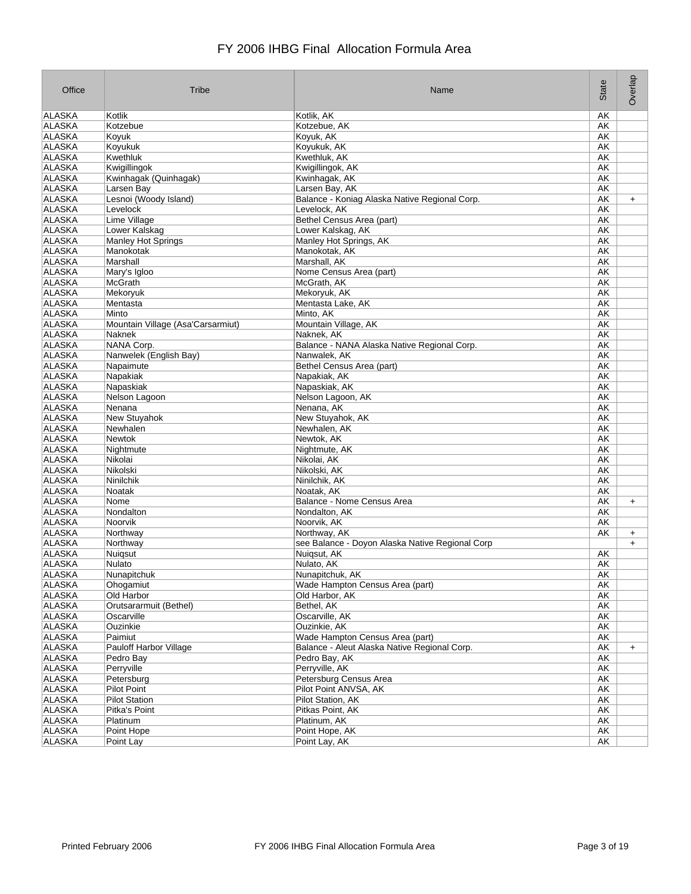# FY 2006 IHBG Final Allocation Formula Area

| Office | Tribe | Name | State | Overlap |
|---|---|---|---|---|
| ALASKA | Kotlik | Kotlik, AK | AK | |
| ALASKA | Kotzebue | Kotzebue, AK | AK | |
| ALASKA | Koyuk | Koyuk, AK | AK | |
| ALASKA | Koyukuk | Koyukuk, AK | AK | |
| ALASKA | Kwethluk | Kwethluk, AK | AK | |
| ALASKA | Kwigillingok | Kwigillingok, AK | AK | |
| ALASKA | Kwinhagak (Quinhagak) | Kwinhagak, AK | AK | |
| ALASKA | Larsen Bay | Larsen Bay, AK | AK | |
| ALASKA | Lesnoi (Woody Island) | Balance - Koniag Alaska Native Regional Corp. | AK | + |
| ALASKA | Levelock | Levelock, AK | AK | |
| ALASKA | Lime Village | Bethel Census Area (part) | AK | |
| ALASKA | Lower Kalskag | Lower Kalskag, AK | AK | |
| ALASKA | Manley Hot Springs | Manley Hot Springs, AK | AK | |
| ALASKA | Manokotak | Manokotak, AK | AK | |
| ALASKA | Marshall | Marshall, AK | AK | |
| ALASKA | Mary's Igloo | Nome Census Area (part) | AK | |
| ALASKA | McGrath | McGrath, AK | AK | |
| ALASKA | Mekoryuk | Mekoryuk, AK | AK | |
| ALASKA | Mentasta | Mentasta Lake, AK | AK | |
| ALASKA | Minto | Minto, AK | AK | |
| ALASKA | Mountain Village (Asa'Carsarmiut) | Mountain Village, AK | AK | |
| ALASKA | Naknek | Naknek, AK | AK | |
| ALASKA | NANA Corp. | Balance - NANA Alaska Native Regional Corp. | AK | |
| ALASKA | Nanwelek (English Bay) | Nanwalek, AK | AK | |
| ALASKA | Napaimute | Bethel Census Area (part) | AK | |
| ALASKA | Napakiak | Napakiak, AK | AK | |
| ALASKA | Napaskiak | Napaskiak, AK | AK | |
| ALASKA | Nelson Lagoon | Nelson Lagoon, AK | AK | |
| ALASKA | Nenana | Nenana, AK | AK | |
| ALASKA | New Stuyahok | New Stuyahok, AK | AK | |
| ALASKA | Newhalen | Newhalen, AK | AK | |
| ALASKA | Newtok | Newtok, AK | AK | |
| ALASKA | Nightmute | Nightmute, AK | AK | |
| ALASKA | Nikolai | Nikolai, AK | AK | |
| ALASKA | Nikolski | Nikolski, AK | AK | |
| ALASKA | Ninilchik | Ninilchik, AK | AK | |
| ALASKA | Noatak | Noatak, AK | AK | |
| ALASKA | Nome | Balance - Nome Census Area | AK | + |
| ALASKA | Nondalton | Nondalton, AK | AK | |
| ALASKA | Noorvik | Noorvik, AK | AK | |
| ALASKA | Northway | Northway, AK | AK | + |
| ALASKA | Northway | see Balance - Doyon Alaska Native Regional Corp | | + |
| ALASKA | Nuiqsut | Nuiqsut, AK | AK | |
| ALASKA | Nulato | Nulato, AK | AK | |
| ALASKA | Nunapitchuk | Nunapitchuk, AK | AK | |
| ALASKA | Ohogamiut | Wade Hampton Census Area (part) | AK | |
| ALASKA | Old Harbor | Old Harbor, AK | AK | |
| ALASKA | Orutsararmuit (Bethel) | Bethel, AK | AK | |
| ALASKA | Oscarville | Oscarville, AK | AK | |
| ALASKA | Ouzinkie | Ouzinkie, AK | AK | |
| ALASKA | Paimiut | Wade Hampton Census Area (part) | AK | |
| ALASKA | Pauloff Harbor Village | Balance - Aleut Alaska Native Regional Corp. | AK | + |
| ALASKA | Pedro Bay | Pedro Bay, AK | AK | |
| ALASKA | Perryville | Perryville, AK | AK | |
| ALASKA | Petersburg | Petersburg Census Area | AK | |
| ALASKA | Pilot Point | Pilot Point ANVSA, AK | AK | |
| ALASKA | Pilot Station | Pilot Station, AK | AK | |
| ALASKA | Pitka's Point | Pitkas Point, AK | AK | |
| ALASKA | Platinum | Platinum, AK | AK | |
| ALASKA | Point Hope | Point Hope, AK | AK | |
| ALASKA | Point Lay | Point Lay, AK | AK | |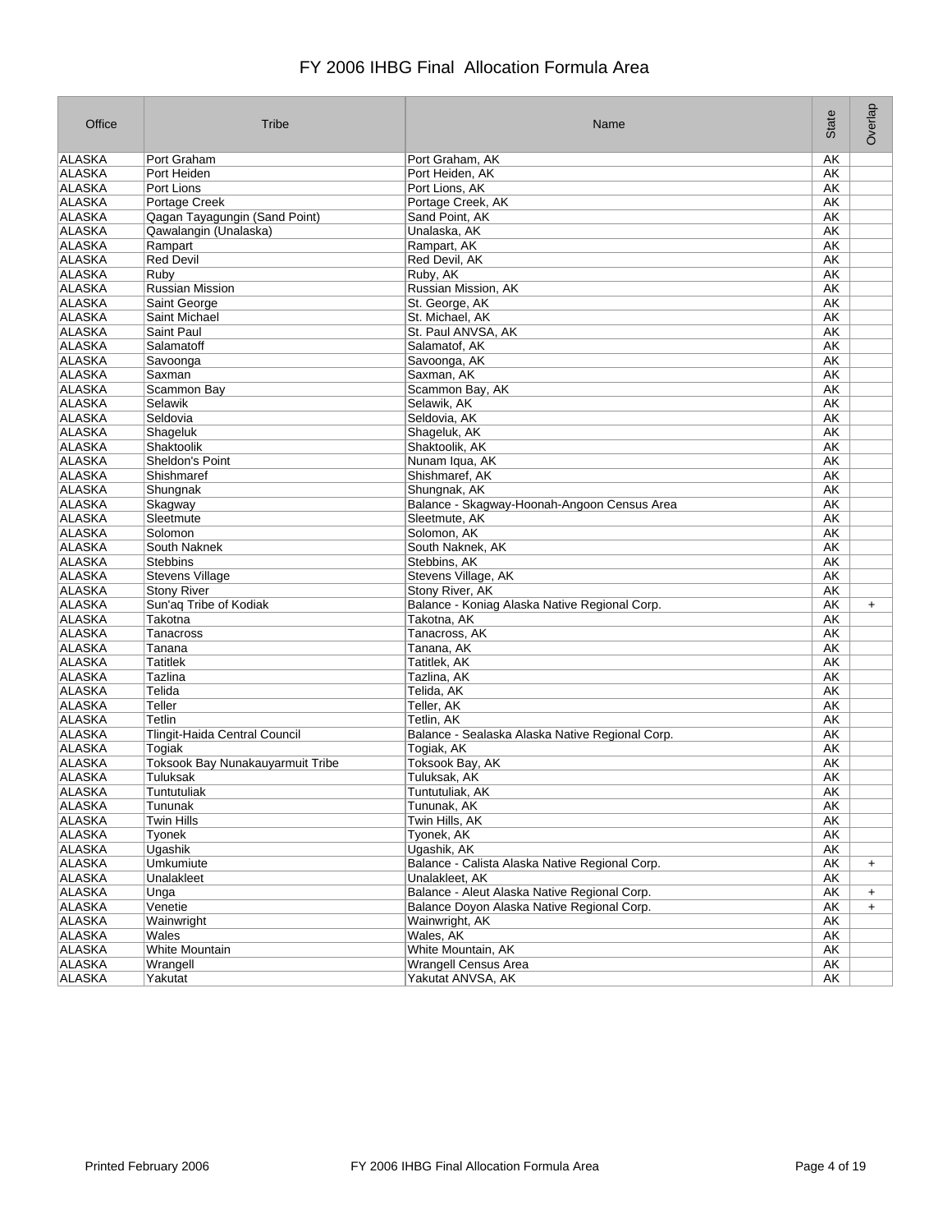# FY 2006 IHBG Final Allocation Formula Area

| Office | Tribe | Name | State | Overlap |
|---|---|---|---|---|
| ALASKA | Port Graham | Port Graham, AK | AK | |
| ALASKA | Port Heiden | Port Heiden, AK | AK | |
| ALASKA | Port Lions | Port Lions, AK | AK | |
| ALASKA | Portage Creek | Portage Creek, AK | AK | |
| ALASKA | Qagan Tayagungin (Sand Point) | Sand Point, AK | AK | |
| ALASKA | Qawalangin (Unalaska) | Unalaska, AK | AK | |
| ALASKA | Rampart | Rampart, AK | AK | |
| ALASKA | Red Devil | Red Devil, AK | AK | |
| ALASKA | Ruby | Ruby, AK | AK | |
| ALASKA | Russian Mission | Russian Mission, AK | AK | |
| ALASKA | Saint George | St. George, AK | AK | |
| ALASKA | Saint Michael | St. Michael, AK | AK | |
| ALASKA | Saint Paul | St. Paul ANVSA, AK | AK | |
| ALASKA | Salamatoff | Salamatof, AK | AK | |
| ALASKA | Savoonga | Savoonga, AK | AK | |
| ALASKA | Saxman | Saxman, AK | AK | |
| ALASKA | Scammon Bay | Scammon Bay, AK | AK | |
| ALASKA | Selawik | Selawik, AK | AK | |
| ALASKA | Seldovia | Seldovia, AK | AK | |
| ALASKA | Shageluk | Shageluk, AK | AK | |
| ALASKA | Shaktoolik | Shaktoolik, AK | AK | |
| ALASKA | Sheldon's Point | Nunam Iqua, AK | AK | |
| ALASKA | Shishmaref | Shishmaref, AK | AK | |
| ALASKA | Shungnak | Shungnak, AK | AK | |
| ALASKA | Skagway | Balance - Skagway-Hoonah-Angoon Census Area | AK | |
| ALASKA | Sleetmute | Sleetmute, AK | AK | |
| ALASKA | Solomon | Solomon, AK | AK | |
| ALASKA | South Naknek | South Naknek, AK | AK | |
| ALASKA | Stebbins | Stebbins, AK | AK | |
| ALASKA | Stevens Village | Stevens Village, AK | AK | |
| ALASKA | Stony River | Stony River, AK | AK | |
| ALASKA | Sun'aq Tribe of Kodiak | Balance - Koniag Alaska Native Regional Corp. | AK | + |
| ALASKA | Takotna | Takotna, AK | AK | |
| ALASKA | Tanacross | Tanacross, AK | AK | |
| ALASKA | Tanana | Tanana, AK | AK | |
| ALASKA | Tatitlek | Tatitlek, AK | AK | |
| ALASKA | Tazlina | Tazlina, AK | AK | |
| ALASKA | Telida | Telida, AK | AK | |
| ALASKA | Teller | Teller, AK | AK | |
| ALASKA | Tetlin | Tetlin, AK | AK | |
| ALASKA | Tlingit-Haida Central Council | Balance - Sealaska Alaska Native Regional Corp. | AK | |
| ALASKA | Togiak | Togiak, AK | AK | |
| ALASKA | Toksook Bay Nunakauyarmuit Tribe | Toksook Bay, AK | AK | |
| ALASKA | Tuluksak | Tuluksak, AK | AK | |
| ALASKA | Tuntutuliak | Tuntutuliak, AK | AK | |
| ALASKA | Tununak | Tununak, AK | AK | |
| ALASKA | Twin Hills | Twin Hills, AK | AK | |
| ALASKA | Tyonek | Tyonek, AK | AK | |
| ALASKA | Ugashik | Ugashik, AK | AK | |
| ALASKA | Umkumiute | Balance - Calista Alaska Native Regional Corp. | AK | + |
| ALASKA | Unalakleet | Unalakleet, AK | AK | |
| ALASKA | Unga | Balance - Aleut Alaska Native Regional Corp. | AK | + |
| ALASKA | Venetie | Balance Doyon Alaska Native Regional Corp. | AK | + |
| ALASKA | Wainwright | Wainwright, AK | AK | |
| ALASKA | Wales | Wales, AK | AK | |
| ALASKA | White Mountain | White Mountain, AK | AK | |
| ALASKA | Wrangell | Wrangell Census Area | AK | |
| ALASKA | Yakutat | Yakutat ANVSA, AK | AK | |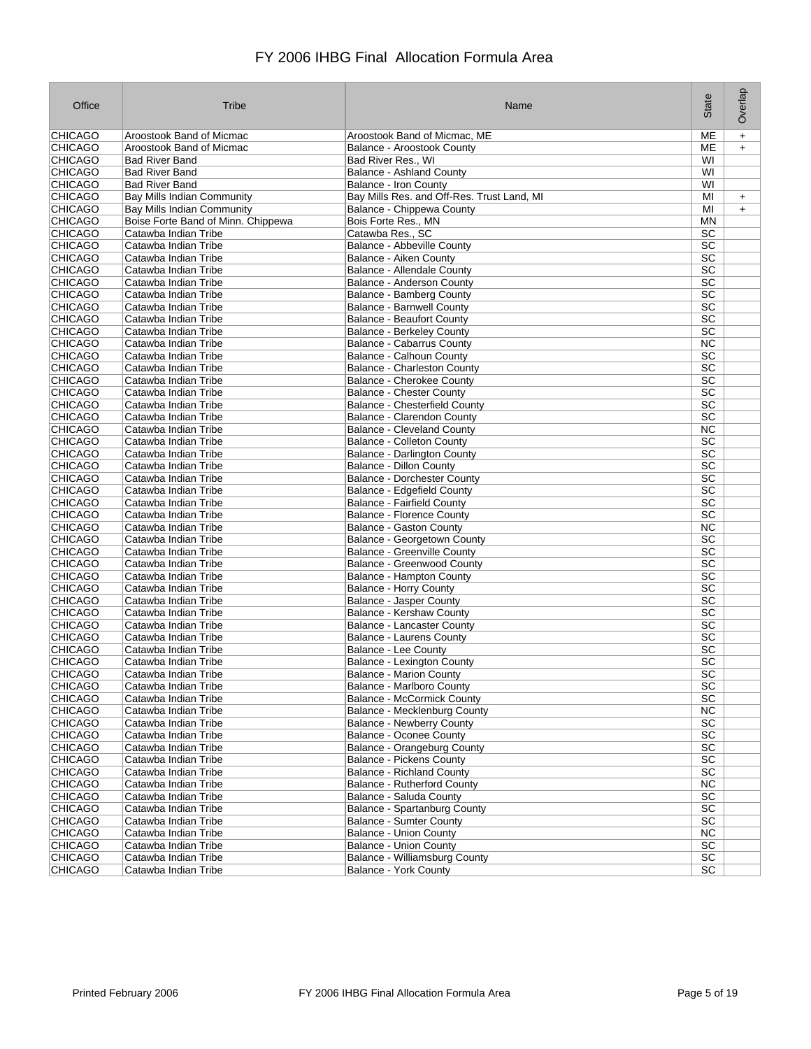# FY 2006 IHBG Final Allocation Formula Area

| Office | Tribe | Name | State | Overlap |
|---|---|---|---|---|
| CHICAGO | Aroostook Band of Micmac | Aroostook Band of Micmac, ME | ME | + |
| CHICAGO | Aroostook Band of Micmac | Balance - Aroostook County | ME | + |
| CHICAGO | Bad River Band | Bad River Res., WI | WI | |
| CHICAGO | Bad River Band | Balance - Ashland County | WI | |
| CHICAGO | Bad River Band | Balance - Iron County | WI | |
| CHICAGO | Bay Mills Indian Community | Bay Mills Res. and Off-Res. Trust Land, MI | MI | + |
| CHICAGO | Bay Mills Indian Community | Balance - Chippewa County | MI | + |
| CHICAGO | Boise Forte Band of Minn. Chippewa | Bois Forte Res., MN | MN | |
| CHICAGO | Catawba Indian Tribe | Catawba Res., SC | SC | |
| CHICAGO | Catawba Indian Tribe | Balance - Abbeville County | SC | |
| CHICAGO | Catawba Indian Tribe | Balance - Aiken County | SC | |
| CHICAGO | Catawba Indian Tribe | Balance - Allendale County | SC | |
| CHICAGO | Catawba Indian Tribe | Balance - Anderson County | SC | |
| CHICAGO | Catawba Indian Tribe | Balance - Bamberg County | SC | |
| CHICAGO | Catawba Indian Tribe | Balance - Barnwell County | SC | |
| CHICAGO | Catawba Indian Tribe | Balance - Beaufort County | SC | |
| CHICAGO | Catawba Indian Tribe | Balance - Berkeley County | SC | |
| CHICAGO | Catawba Indian Tribe | Balance - Cabarrus County | NC | |
| CHICAGO | Catawba Indian Tribe | Balance - Calhoun County | SC | |
| CHICAGO | Catawba Indian Tribe | Balance - Charleston County | SC | |
| CHICAGO | Catawba Indian Tribe | Balance - Cherokee County | SC | |
| CHICAGO | Catawba Indian Tribe | Balance - Chester County | SC | |
| CHICAGO | Catawba Indian Tribe | Balance - Chesterfield County | SC | |
| CHICAGO | Catawba Indian Tribe | Balance - Clarendon County | SC | |
| CHICAGO | Catawba Indian Tribe | Balance - Cleveland County | NC | |
| CHICAGO | Catawba Indian Tribe | Balance - Colleton County | SC | |
| CHICAGO | Catawba Indian Tribe | Balance - Darlington County | SC | |
| CHICAGO | Catawba Indian Tribe | Balance - Dillon County | SC | |
| CHICAGO | Catawba Indian Tribe | Balance - Dorchester County | SC | |
| CHICAGO | Catawba Indian Tribe | Balance - Edgefield County | SC | |
| CHICAGO | Catawba Indian Tribe | Balance - Fairfield County | SC | |
| CHICAGO | Catawba Indian Tribe | Balance - Florence County | SC | |
| CHICAGO | Catawba Indian Tribe | Balance - Gaston County | NC | |
| CHICAGO | Catawba Indian Tribe | Balance - Georgetown County | SC | |
| CHICAGO | Catawba Indian Tribe | Balance - Greenville County | SC | |
| CHICAGO | Catawba Indian Tribe | Balance - Greenwood County | SC | |
| CHICAGO | Catawba Indian Tribe | Balance - Hampton County | SC | |
| CHICAGO | Catawba Indian Tribe | Balance - Horry County | SC | |
| CHICAGO | Catawba Indian Tribe | Balance - Jasper County | SC | |
| CHICAGO | Catawba Indian Tribe | Balance - Kershaw County | SC | |
| CHICAGO | Catawba Indian Tribe | Balance - Lancaster County | SC | |
| CHICAGO | Catawba Indian Tribe | Balance - Laurens County | SC | |
| CHICAGO | Catawba Indian Tribe | Balance - Lee County | SC | |
| CHICAGO | Catawba Indian Tribe | Balance - Lexington County | SC | |
| CHICAGO | Catawba Indian Tribe | Balance - Marion County | SC | |
| CHICAGO | Catawba Indian Tribe | Balance - Marlboro County | SC | |
| CHICAGO | Catawba Indian Tribe | Balance - McCormick County | SC | |
| CHICAGO | Catawba Indian Tribe | Balance - Mecklenburg County | NC | |
| CHICAGO | Catawba Indian Tribe | Balance - Newberry County | SC | |
| CHICAGO | Catawba Indian Tribe | Balance - Oconee County | SC | |
| CHICAGO | Catawba Indian Tribe | Balance - Orangeburg County | SC | |
| CHICAGO | Catawba Indian Tribe | Balance - Pickens County | SC | |
| CHICAGO | Catawba Indian Tribe | Balance - Richland County | SC | |
| CHICAGO | Catawba Indian Tribe | Balance - Rutherford County | NC | |
| CHICAGO | Catawba Indian Tribe | Balance - Saluda County | SC | |
| CHICAGO | Catawba Indian Tribe | Balance - Spartanburg County | SC | |
| CHICAGO | Catawba Indian Tribe | Balance - Sumter County | SC | |
| CHICAGO | Catawba Indian Tribe | Balance - Union County | NC | |
| CHICAGO | Catawba Indian Tribe | Balance - Union County | SC | |
| CHICAGO | Catawba Indian Tribe | Balance - Williamsburg County | SC | |
| CHICAGO | Catawba Indian Tribe | Balance - York County | SC | |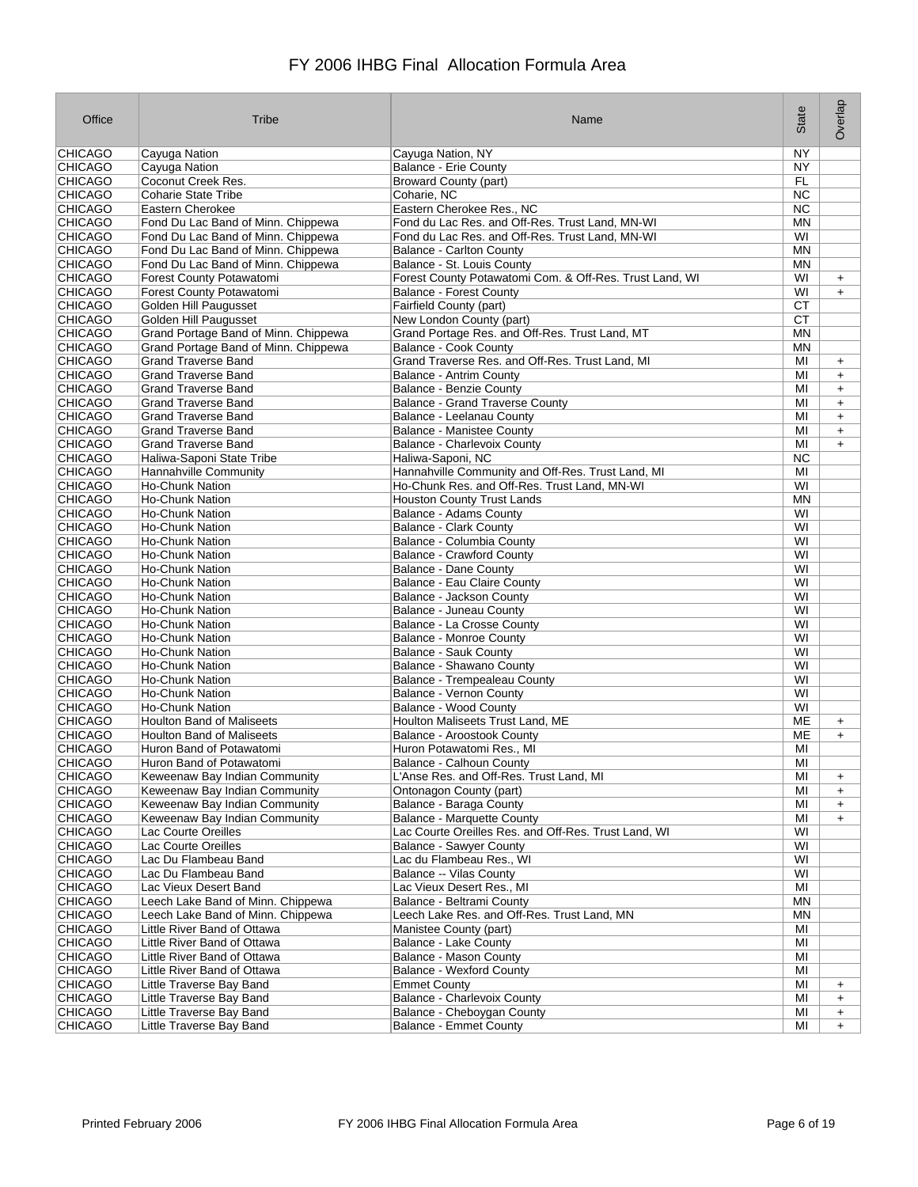# FY 2006 IHBG Final Allocation Formula Area

| Office | Tribe | Name | State | Overlap |
|---|---|---|---|---|
| CHICAGO | Cayuga Nation | Cayuga Nation, NY | NY | |
| CHICAGO | Cayuga Nation | Balance - Erie County | NY | |
| CHICAGO | Coconut Creek Res. | Broward County (part) | FL | |
| CHICAGO | Coharie State Tribe | Coharie, NC | NC | |
| CHICAGO | Eastern Cherokee | Eastern Cherokee Res., NC | NC | |
| CHICAGO | Fond Du Lac Band of Minn. Chippewa | Fond du Lac Res. and Off-Res. Trust Land, MN-WI | MN | |
| CHICAGO | Fond Du Lac Band of Minn. Chippewa | Fond du Lac Res. and Off-Res. Trust Land, MN-WI | WI | |
| CHICAGO | Fond Du Lac Band of Minn. Chippewa | Balance - Carlton County | MN | |
| CHICAGO | Fond Du Lac Band of Minn. Chippewa | Balance - St. Louis County | MN | |
| CHICAGO | Forest County Potawatomi | Forest County Potawatomi Com. & Off-Res. Trust Land, WI | WI | + |
| CHICAGO | Forest County Potawatomi | Balance - Forest County | WI | + |
| CHICAGO | Golden Hill Paugusset | Fairfield County (part) | CT | |
| CHICAGO | Golden Hill Paugusset | New London County (part) | CT | |
| CHICAGO | Grand Portage Band of Minn. Chippewa | Grand Portage Res. and Off-Res. Trust Land, MT | MN | |
| CHICAGO | Grand Portage Band of Minn. Chippewa | Balance - Cook County | MN | |
| CHICAGO | Grand Traverse Band | Grand Traverse Res. and Off-Res. Trust Land, MI | MI | + |
| CHICAGO | Grand Traverse Band | Balance - Antrim County | MI | + |
| CHICAGO | Grand Traverse Band | Balance - Benzie County | MI | + |
| CHICAGO | Grand Traverse Band | Balance - Grand Traverse County | MI | + |
| CHICAGO | Grand Traverse Band | Balance - Leelanau County | MI | + |
| CHICAGO | Grand Traverse Band | Balance - Manistee County | MI | + |
| CHICAGO | Grand Traverse Band | Balance - Charlevoix County | MI | + |
| CHICAGO | Haliwa-Saponi State Tribe | Haliwa-Saponi, NC | NC | |
| CHICAGO | Hannahville Community | Hannahville Community and Off-Res. Trust Land, MI | MI | |
| CHICAGO | Ho-Chunk Nation | Ho-Chunk Res. and Off-Res. Trust Land, MN-WI | WI | |
| CHICAGO | Ho-Chunk Nation | Houston County Trust Lands | MN | |
| CHICAGO | Ho-Chunk Nation | Balance - Adams County | WI | |
| CHICAGO | Ho-Chunk Nation | Balance - Clark County | WI | |
| CHICAGO | Ho-Chunk Nation | Balance - Columbia County | WI | |
| CHICAGO | Ho-Chunk Nation | Balance - Crawford County | WI | |
| CHICAGO | Ho-Chunk Nation | Balance - Dane County | WI | |
| CHICAGO | Ho-Chunk Nation | Balance - Eau Claire County | WI | |
| CHICAGO | Ho-Chunk Nation | Balance - Jackson County | WI | |
| CHICAGO | Ho-Chunk Nation | Balance - Juneau County | WI | |
| CHICAGO | Ho-Chunk Nation | Balance - La Crosse County | WI | |
| CHICAGO | Ho-Chunk Nation | Balance - Monroe County | WI | |
| CHICAGO | Ho-Chunk Nation | Balance - Sauk County | WI | |
| CHICAGO | Ho-Chunk Nation | Balance - Shawano County | WI | |
| CHICAGO | Ho-Chunk Nation | Balance - Trempealeau County | WI | |
| CHICAGO | Ho-Chunk Nation | Balance - Vernon County | WI | |
| CHICAGO | Ho-Chunk Nation | Balance - Wood County | WI | |
| CHICAGO | Houlton Band of Maliseets | Houlton Maliseets Trust Land, ME | ME | + |
| CHICAGO | Houlton Band of Maliseets | Balance - Aroostook County | ME | + |
| CHICAGO | Huron Band of Potawatomi | Huron Potawatomi Res., MI | MI | |
| CHICAGO | Huron Band of Potawatomi | Balance - Calhoun County | MI | |
| CHICAGO | Keweenaw Bay Indian Community | L'Anse Res. and Off-Res. Trust Land, MI | MI | + |
| CHICAGO | Keweenaw Bay Indian Community | Ontonagon County (part) | MI | + |
| CHICAGO | Keweenaw Bay Indian Community | Balance - Baraga County | MI | + |
| CHICAGO | Keweenaw Bay Indian Community | Balance - Marquette County | MI | + |
| CHICAGO | Lac Courte Oreilles | Lac Courte Oreilles Res. and Off-Res. Trust Land, WI | WI | |
| CHICAGO | Lac Courte Oreilles | Balance - Sawyer County | WI | |
| CHICAGO | Lac Du Flambeau Band | Lac du Flambeau Res., WI | WI | |
| CHICAGO | Lac Du Flambeau Band | Balance -- Vilas County | WI | |
| CHICAGO | Lac Vieux Desert Band | Lac Vieux Desert Res., MI | MI | |
| CHICAGO | Leech Lake Band of Minn. Chippewa | Balance - Beltrami County | MN | |
| CHICAGO | Leech Lake Band of Minn. Chippewa | Leech Lake Res. and Off-Res. Trust Land, MN | MN | |
| CHICAGO | Little River Band of Ottawa | Manistee County (part) | MI | |
| CHICAGO | Little River Band of Ottawa | Balance - Lake County | MI | |
| CHICAGO | Little River Band of Ottawa | Balance - Mason County | MI | |
| CHICAGO | Little River Band of Ottawa | Balance - Wexford County | MI | |
| CHICAGO | Little Traverse Bay Band | Emmet County | MI | + |
| CHICAGO | Little Traverse Bay Band | Balance - Charlevoix County | MI | + |
| CHICAGO | Little Traverse Bay Band | Balance - Cheboygan County | MI | + |
| CHICAGO | Little Traverse Bay Band | Balance - Emmet County | MI | + |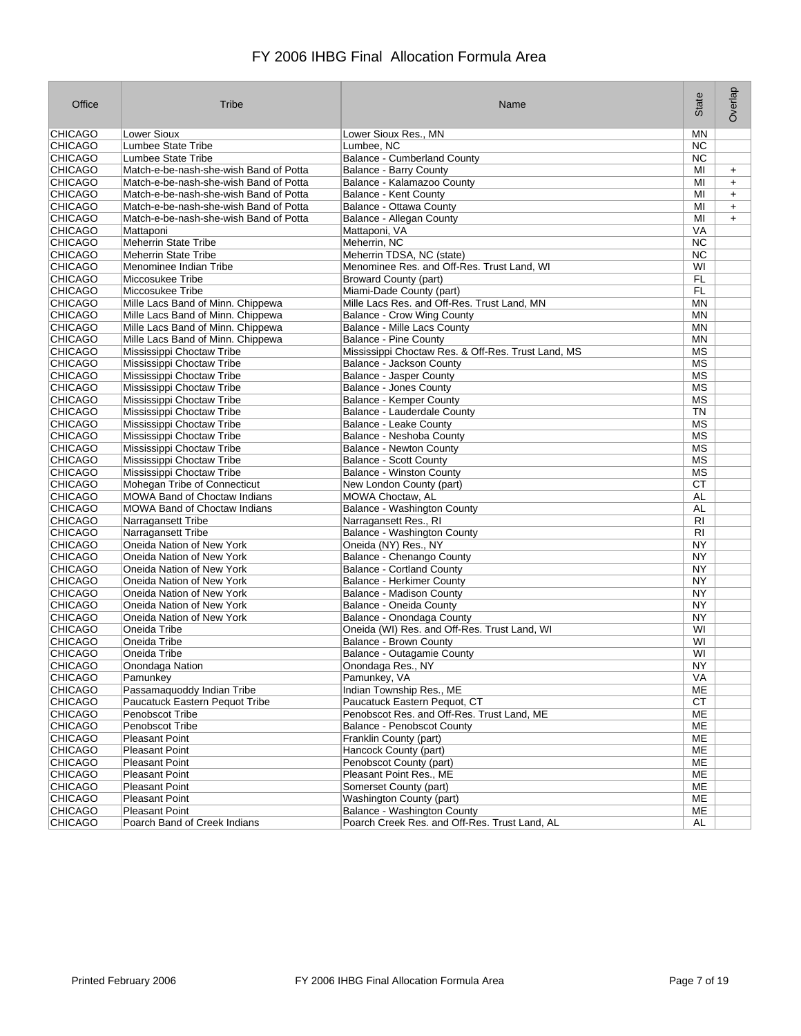# FY 2006 IHBG Final Allocation Formula Area

| Office | Tribe | Name | State | Overlap |
|---|---|---|---|---|
| CHICAGO | Lower Sioux | Lower Sioux Res., MN | MN | |
| CHICAGO | Lumbee State Tribe | Lumbee, NC | NC | |
| CHICAGO | Lumbee State Tribe | Balance - Cumberland County | NC | |
| CHICAGO | Match-e-be-nash-she-wish Band of Potta | Balance - Barry County | MI | + |
| CHICAGO | Match-e-be-nash-she-wish Band of Potta | Balance - Kalamazoo County | MI | + |
| CHICAGO | Match-e-be-nash-she-wish Band of Potta | Balance - Kent County | MI | + |
| CHICAGO | Match-e-be-nash-she-wish Band of Potta | Balance - Ottawa County | MI | + |
| CHICAGO | Match-e-be-nash-she-wish Band of Potta | Balance - Allegan County | MI | + |
| CHICAGO | Mattaponi | Mattaponi, VA | VA | |
| CHICAGO | Meherrin State Tribe | Meherrin, NC | NC | |
| CHICAGO | Meherrin State Tribe | Meherrin TDSA, NC (state) | NC | |
| CHICAGO | Menominee Indian Tribe | Menominee Res. and Off-Res. Trust Land, WI | WI | |
| CHICAGO | Miccosukee Tribe | Broward County (part) | FL | |
| CHICAGO | Miccosukee Tribe | Miami-Dade County (part) | FL | |
| CHICAGO | Mille Lacs Band of Minn. Chippewa | Mille Lacs Res. and Off-Res. Trust Land, MN | MN | |
| CHICAGO | Mille Lacs Band of Minn. Chippewa | Balance - Crow Wing County | MN | |
| CHICAGO | Mille Lacs Band of Minn. Chippewa | Balance - Mille Lacs County | MN | |
| CHICAGO | Mille Lacs Band of Minn. Chippewa | Balance - Pine County | MN | |
| CHICAGO | Mississippi Choctaw Tribe | Mississippi Choctaw Res. & Off-Res. Trust Land, MS | MS | |
| CHICAGO | Mississippi Choctaw Tribe | Balance - Jackson County | MS | |
| CHICAGO | Mississippi Choctaw Tribe | Balance - Jasper County | MS | |
| CHICAGO | Mississippi Choctaw Tribe | Balance - Jones County | MS | |
| CHICAGO | Mississippi Choctaw Tribe | Balance - Kemper County | MS | |
| CHICAGO | Mississippi Choctaw Tribe | Balance - Lauderdale County | TN | |
| CHICAGO | Mississippi Choctaw Tribe | Balance - Leake County | MS | |
| CHICAGO | Mississippi Choctaw Tribe | Balance - Neshoba County | MS | |
| CHICAGO | Mississippi Choctaw Tribe | Balance - Newton County | MS | |
| CHICAGO | Mississippi Choctaw Tribe | Balance - Scott County | MS | |
| CHICAGO | Mississippi Choctaw Tribe | Balance - Winston County | MS | |
| CHICAGO | Mohegan Tribe of Connecticut | New London County (part) | CT | |
| CHICAGO | MOWA Band of Choctaw Indians | MOWA Choctaw, AL | AL | |
| CHICAGO | MOWA Band of Choctaw Indians | Balance - Washington County | AL | |
| CHICAGO | Narragansett Tribe | Narragansett Res., RI | RI | |
| CHICAGO | Narragansett Tribe | Balance - Washington County | RI | |
| CHICAGO | Oneida Nation of New York | Oneida (NY) Res., NY | NY | |
| CHICAGO | Oneida Nation of New York | Balance - Chenango County | NY | |
| CHICAGO | Oneida Nation of New York | Balance - Cortland County | NY | |
| CHICAGO | Oneida Nation of New York | Balance - Herkimer County | NY | |
| CHICAGO | Oneida Nation of New York | Balance - Madison County | NY | |
| CHICAGO | Oneida Nation of New York | Balance - Oneida County | NY | |
| CHICAGO | Oneida Nation of New York | Balance - Onondaga County | NY | |
| CHICAGO | Oneida Tribe | Oneida (WI) Res. and Off-Res. Trust Land, WI | WI | |
| CHICAGO | Oneida Tribe | Balance - Brown County | WI | |
| CHICAGO | Oneida Tribe | Balance - Outagamie County | WI | |
| CHICAGO | Onondaga Nation | Onondaga Res., NY | NY | |
| CHICAGO | Pamunkey | Pamunkey, VA | VA | |
| CHICAGO | Passamaquoddy Indian Tribe | Indian Township Res., ME | ME | |
| CHICAGO | Paucatuck Eastern Pequot Tribe | Paucatuck Eastern Pequot, CT | CT | |
| CHICAGO | Penobscot Tribe | Penobscot Res. and Off-Res. Trust Land, ME | ME | |
| CHICAGO | Penobscot Tribe | Balance - Penobscot County | ME | |
| CHICAGO | Pleasant Point | Franklin County (part) | ME | |
| CHICAGO | Pleasant Point | Hancock County (part) | ME | |
| CHICAGO | Pleasant Point | Penobscot County (part) | ME | |
| CHICAGO | Pleasant Point | Pleasant Point Res., ME | ME | |
| CHICAGO | Pleasant Point | Somerset County (part) | ME | |
| CHICAGO | Pleasant Point | Washington County (part) | ME | |
| CHICAGO | Pleasant Point | Balance - Washington County | ME | |
| CHICAGO | Poarch Band of Creek Indians | Poarch Creek Res. and Off-Res. Trust Land, AL | AL | |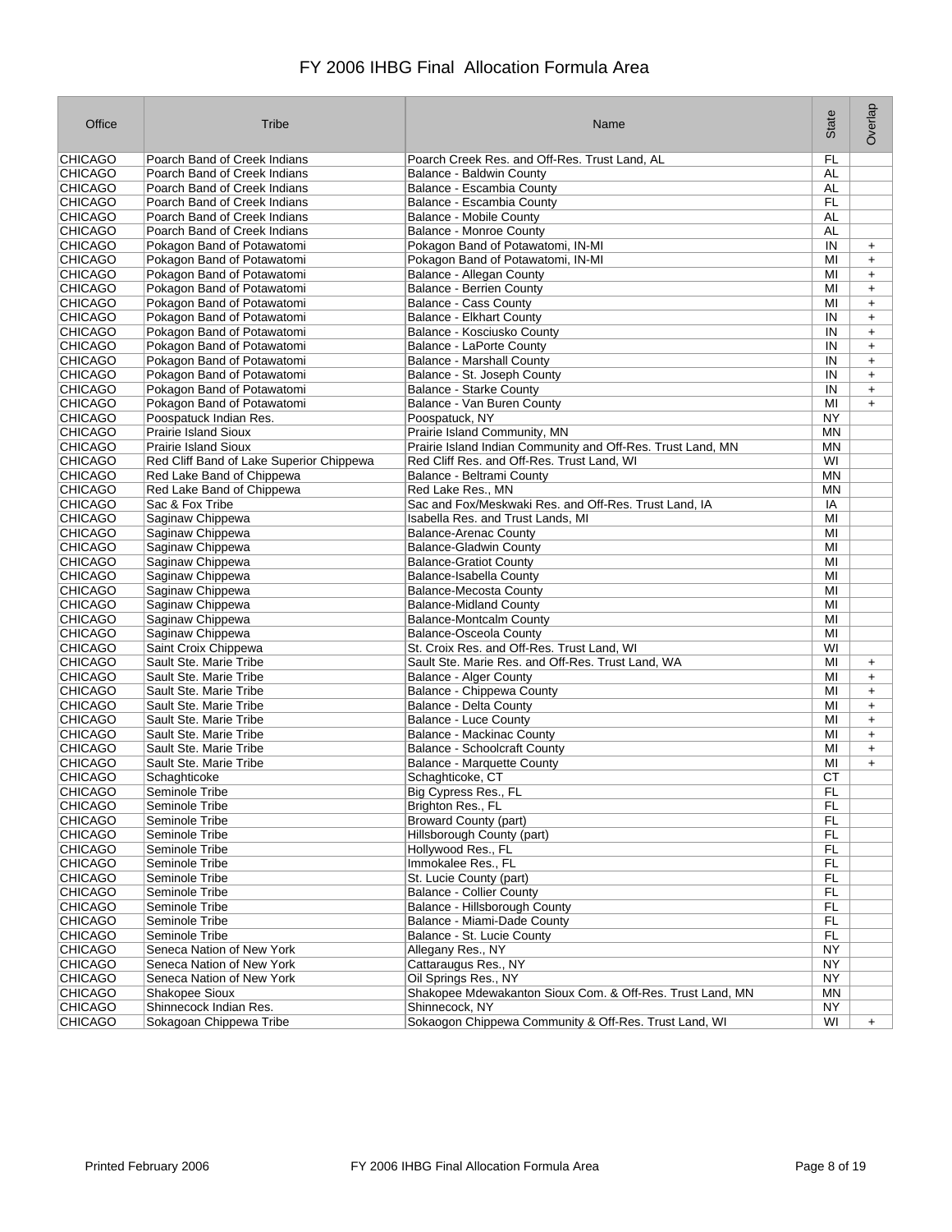# FY 2006 IHBG Final Allocation Formula Area

| Office | Tribe | Name | State | Overlap |
|---|---|---|---|---|
| CHICAGO | Poarch Band of Creek Indians | Poarch Creek Res. and Off-Res. Trust Land, AL | FL | |
| CHICAGO | Poarch Band of Creek Indians | Balance - Baldwin County | AL | |
| CHICAGO | Poarch Band of Creek Indians | Balance - Escambia County | AL | |
| CHICAGO | Poarch Band of Creek Indians | Balance - Escambia County | FL | |
| CHICAGO | Poarch Band of Creek Indians | Balance - Mobile County | AL | |
| CHICAGO | Poarch Band of Creek Indians | Balance - Monroe County | AL | |
| CHICAGO | Pokagon Band of Potawatomi | Pokagon Band of Potawatomi, IN-MI | IN | + |
| CHICAGO | Pokagon Band of Potawatomi | Pokagon Band of Potawatomi, IN-MI | MI | + |
| CHICAGO | Pokagon Band of Potawatomi | Balance - Allegan County | MI | + |
| CHICAGO | Pokagon Band of Potawatomi | Balance - Berrien County | MI | + |
| CHICAGO | Pokagon Band of Potawatomi | Balance - Cass County | MI | + |
| CHICAGO | Pokagon Band of Potawatomi | Balance - Elkhart County | IN | + |
| CHICAGO | Pokagon Band of Potawatomi | Balance - Kosciusko County | IN | + |
| CHICAGO | Pokagon Band of Potawatomi | Balance - LaPorte County | IN | + |
| CHICAGO | Pokagon Band of Potawatomi | Balance - Marshall County | IN | + |
| CHICAGO | Pokagon Band of Potawatomi | Balance - St. Joseph County | IN | + |
| CHICAGO | Pokagon Band of Potawatomi | Balance - Starke County | IN | + |
| CHICAGO | Pokagon Band of Potawatomi | Balance - Van Buren County | MI | + |
| CHICAGO | Poospatuck Indian Res. | Poospatuck, NY | NY | |
| CHICAGO | Prairie Island Sioux | Prairie Island Community, MN | MN | |
| CHICAGO | Prairie Island Sioux | Prairie Island Indian Community and Off-Res. Trust Land, MN | MN | |
| CHICAGO | Red Cliff Band of Lake Superior Chippewa | Red Cliff Res. and Off-Res. Trust Land, WI | WI | |
| CHICAGO | Red Lake Band of Chippewa | Balance - Beltrami County | MN | |
| CHICAGO | Red Lake Band of Chippewa | Red Lake Res., MN | MN | |
| CHICAGO | Sac & Fox Tribe | Sac and Fox/Meskwaki Res. and Off-Res. Trust Land, IA | IA | |
| CHICAGO | Saginaw Chippewa | Isabella Res. and Trust Lands, MI | MI | |
| CHICAGO | Saginaw Chippewa | Balance-Arenac County | MI | |
| CHICAGO | Saginaw Chippewa | Balance-Gladwin County | MI | |
| CHICAGO | Saginaw Chippewa | Balance-Gratiot County | MI | |
| CHICAGO | Saginaw Chippewa | Balance-Isabella County | MI | |
| CHICAGO | Saginaw Chippewa | Balance-Mecosta County | MI | |
| CHICAGO | Saginaw Chippewa | Balance-Midland County | MI | |
| CHICAGO | Saginaw Chippewa | Balance-Montcalm County | MI | |
| CHICAGO | Saginaw Chippewa | Balance-Osceola County | MI | |
| CHICAGO | Saint Croix Chippewa | St. Croix Res. and Off-Res. Trust Land, WI | WI | |
| CHICAGO | Sault Ste. Marie Tribe | Sault Ste. Marie Res. and Off-Res. Trust Land, WA | MI | + |
| CHICAGO | Sault Ste. Marie Tribe | Balance - Alger County | MI | + |
| CHICAGO | Sault Ste. Marie Tribe | Balance - Chippewa County | MI | + |
| CHICAGO | Sault Ste. Marie Tribe | Balance - Delta County | MI | + |
| CHICAGO | Sault Ste. Marie Tribe | Balance - Luce County | MI | + |
| CHICAGO | Sault Ste. Marie Tribe | Balance - Mackinac County | MI | + |
| CHICAGO | Sault Ste. Marie Tribe | Balance - Schoolcraft County | MI | + |
| CHICAGO | Sault Ste. Marie Tribe | Balance - Marquette County | MI | + |
| CHICAGO | Schaghticoke | Schaghticoke, CT | CT | |
| CHICAGO | Seminole Tribe | Big Cypress Res., FL | FL | |
| CHICAGO | Seminole Tribe | Brighton Res., FL | FL | |
| CHICAGO | Seminole Tribe | Broward County (part) | FL | |
| CHICAGO | Seminole Tribe | Hillsborough County (part) | FL | |
| CHICAGO | Seminole Tribe | Hollywood Res., FL | FL | |
| CHICAGO | Seminole Tribe | Immokalee Res., FL | FL | |
| CHICAGO | Seminole Tribe | St. Lucie County (part) | FL | |
| CHICAGO | Seminole Tribe | Balance - Collier County | FL | |
| CHICAGO | Seminole Tribe | Balance - Hillsborough County | FL | |
| CHICAGO | Seminole Tribe | Balance - Miami-Dade County | FL | |
| CHICAGO | Seminole Tribe | Balance - St. Lucie County | FL | |
| CHICAGO | Seneca Nation of New York | Allegany Res., NY | NY | |
| CHICAGO | Seneca Nation of New York | Cattaraugus Res., NY | NY | |
| CHICAGO | Seneca Nation of New York | Oil Springs Res., NY | NY | |
| CHICAGO | Shakopee Sioux | Shakopee Mdewakanton Sioux Com. & Off-Res. Trust Land, MN | MN | |
| CHICAGO | Shinnecock Indian Res. | Shinnecock, NY | NY | |
| CHICAGO | Sokagoan Chippewa Tribe | Sokaogon Chippewa Community & Off-Res. Trust Land, WI | WI | + |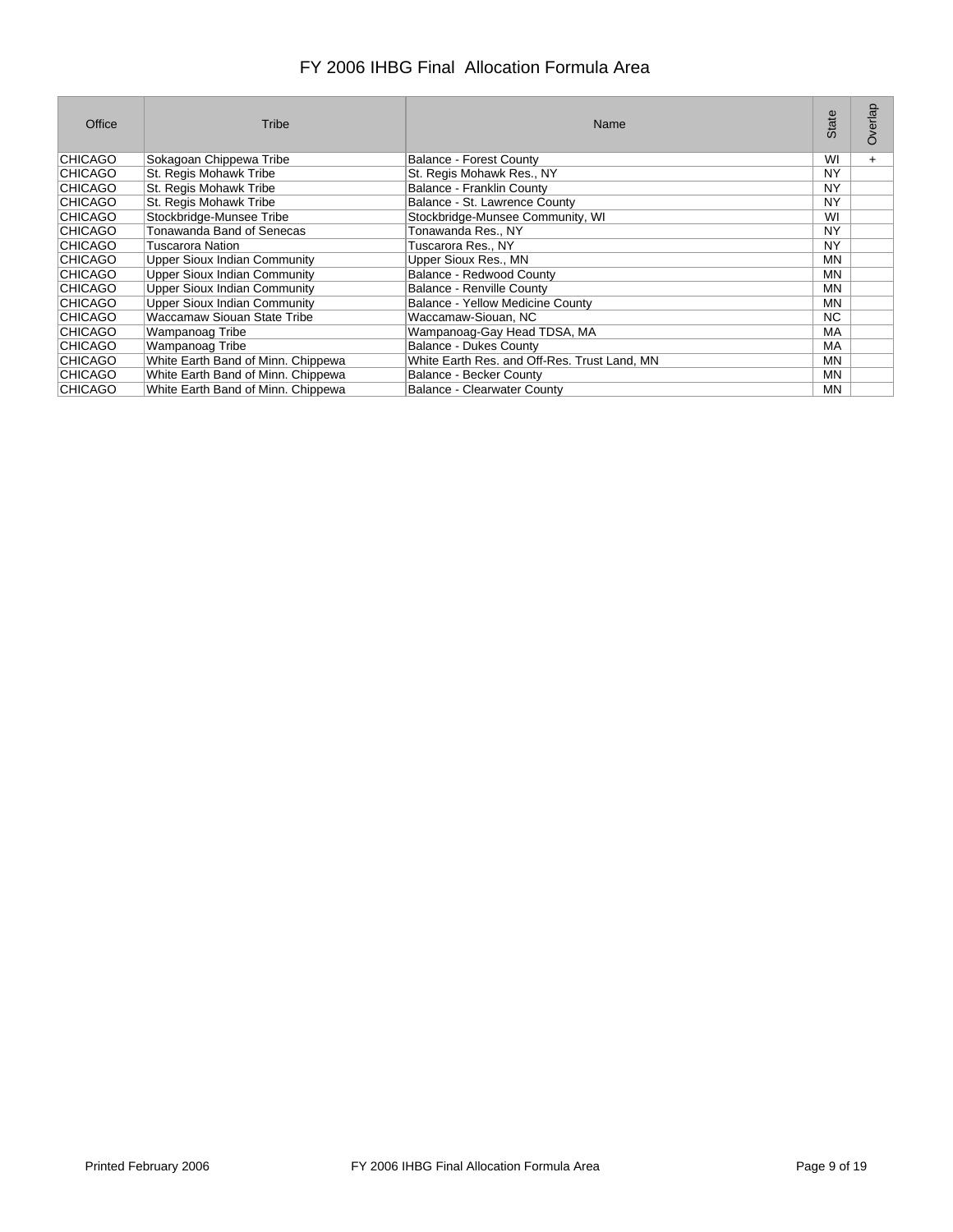# FY 2006 IHBG Final Allocation Formula Area

| Office | Tribe | Name | State | Overlap |
|---|---|---|---|---|
| CHICAGO | Sokagoan Chippewa Tribe | Balance - Forest County | WI | + |
| CHICAGO | St. Regis Mohawk Tribe | St. Regis Mohawk Res., NY | NY | |
| CHICAGO | St. Regis Mohawk Tribe | Balance - Franklin County | NY | |
| CHICAGO | St. Regis Mohawk Tribe | Balance - St. Lawrence County | NY | |
| CHICAGO | Stockbridge-Munsee Tribe | Stockbridge-Munsee Community, WI | WI | |
| CHICAGO | Tonawanda Band of Senecas | Tonawanda Res., NY | NY | |
| CHICAGO | Tuscarora Nation | Tuscarora Res., NY | NY | |
| CHICAGO | Upper Sioux Indian Community | Upper Sioux Res., MN | MN | |
| CHICAGO | Upper Sioux Indian Community | Balance - Redwood County | MN | |
| CHICAGO | Upper Sioux Indian Community | Balance - Renville County | MN | |
| CHICAGO | Upper Sioux Indian Community | Balance - Yellow Medicine County | MN | |
| CHICAGO | Waccamaw Siouan State Tribe | Waccamaw-Siouan, NC | NC | |
| CHICAGO | Wampanoag Tribe | Wampanoag-Gay Head TDSA, MA | MA | |
| CHICAGO | Wampanoag Tribe | Balance - Dukes County | MA | |
| CHICAGO | White Earth Band of Minn. Chippewa | White Earth Res. and Off-Res. Trust Land, MN | MN | |
| CHICAGO | White Earth Band of Minn. Chippewa | Balance - Becker County | MN | |
| CHICAGO | White Earth Band of Minn. Chippewa | Balance - Clearwater County | MN | |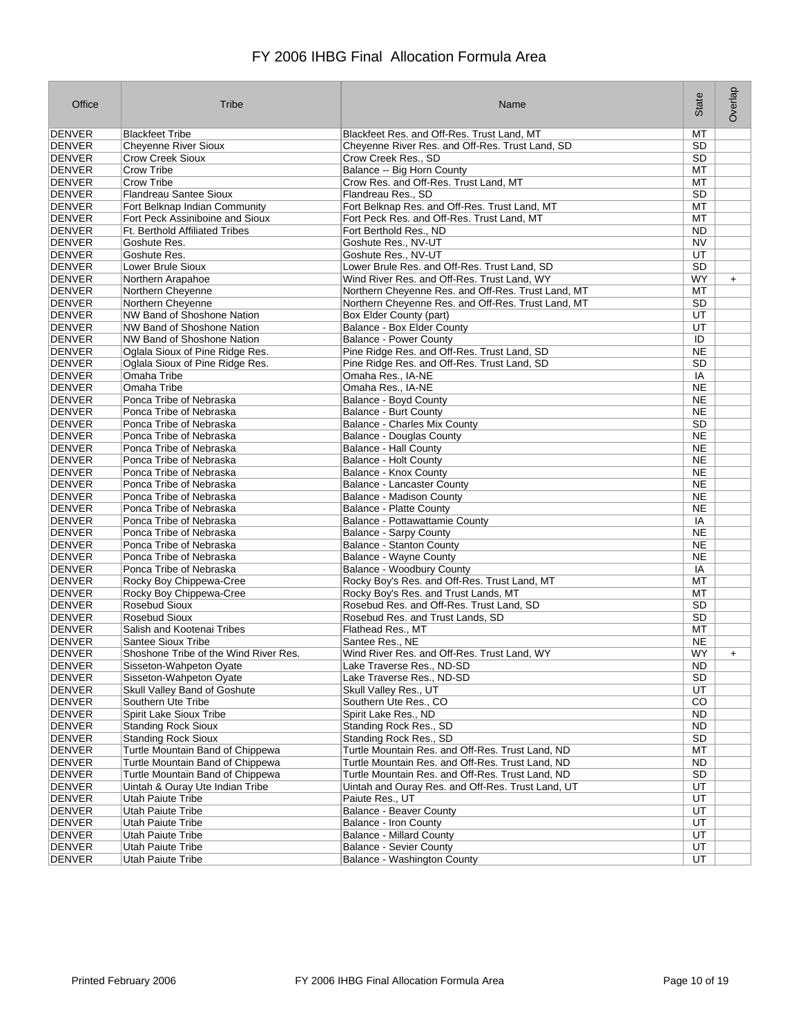# FY 2006 IHBG Final Allocation Formula Area

| Office | Tribe | Name | State | Overlap |
|---|---|---|---|---|
| DENVER | Blackfeet Tribe | Blackfeet Res. and Off-Res. Trust Land, MT | MT | |
| DENVER | Cheyenne River Sioux | Cheyenne River Res. and Off-Res. Trust Land, SD | SD | |
| DENVER | Crow Creek Sioux | Crow Creek Res., SD | SD | |
| DENVER | Crow Tribe | Balance -- Big Horn County | MT | |
| DENVER | Crow Tribe | Crow Res. and Off-Res. Trust Land, MT | MT | |
| DENVER | Flandreau Santee Sioux | Flandreau Res., SD | SD | |
| DENVER | Fort Belknap Indian Community | Fort Belknap Res. and Off-Res. Trust Land, MT | MT | |
| DENVER | Fort Peck Assiniboine and Sioux | Fort Peck Res. and Off-Res. Trust Land, MT | MT | |
| DENVER | Ft. Berthold Affiliated Tribes | Fort Berthold Res., ND | ND | |
| DENVER | Goshute Res. | Goshute Res., NV-UT | NV | |
| DENVER | Goshute Res. | Goshute Res., NV-UT | UT | |
| DENVER | Lower Brule Sioux | Lower Brule Res. and Off-Res. Trust Land, SD | SD | |
| DENVER | Northern Arapahoe | Wind River Res. and Off-Res. Trust Land, WY | WY | + |
| DENVER | Northern Cheyenne | Northern Cheyenne Res. and Off-Res. Trust Land, MT | MT | |
| DENVER | Northern Cheyenne | Northern Cheyenne Res. and Off-Res. Trust Land, MT | SD | |
| DENVER | NW Band of Shoshone Nation | Box Elder County (part) | UT | |
| DENVER | NW Band of Shoshone Nation | Balance - Box Elder County | UT | |
| DENVER | NW Band of Shoshone Nation | Balance - Power County | ID | |
| DENVER | Oglala Sioux of Pine Ridge Res. | Pine Ridge Res. and Off-Res. Trust Land, SD | NE | |
| DENVER | Oglala Sioux of Pine Ridge Res. | Pine Ridge Res. and Off-Res. Trust Land, SD | SD | |
| DENVER | Omaha Tribe | Omaha Res., IA-NE | IA | |
| DENVER | Omaha Tribe | Omaha Res., IA-NE | NE | |
| DENVER | Ponca Tribe of Nebraska | Balance - Boyd County | NE | |
| DENVER | Ponca Tribe of Nebraska | Balance - Burt County | NE | |
| DENVER | Ponca Tribe of Nebraska | Balance - Charles Mix County | SD | |
| DENVER | Ponca Tribe of Nebraska | Balance - Douglas County | NE | |
| DENVER | Ponca Tribe of Nebraska | Balance - Hall County | NE | |
| DENVER | Ponca Tribe of Nebraska | Balance - Holt County | NE | |
| DENVER | Ponca Tribe of Nebraska | Balance - Knox County | NE | |
| DENVER | Ponca Tribe of Nebraska | Balance - Lancaster County | NE | |
| DENVER | Ponca Tribe of Nebraska | Balance - Madison County | NE | |
| DENVER | Ponca Tribe of Nebraska | Balance - Platte County | NE | |
| DENVER | Ponca Tribe of Nebraska | Balance - Pottawattamie County | IA | |
| DENVER | Ponca Tribe of Nebraska | Balance - Sarpy County | NE | |
| DENVER | Ponca Tribe of Nebraska | Balance - Stanton County | NE | |
| DENVER | Ponca Tribe of Nebraska | Balance - Wayne County | NE | |
| DENVER | Ponca Tribe of Nebraska | Balance - Woodbury County | IA | |
| DENVER | Rocky Boy Chippewa-Cree | Rocky Boy's Res. and Off-Res. Trust Land, MT | MT | |
| DENVER | Rocky Boy Chippewa-Cree | Rocky Boy's Res. and Trust Lands, MT | MT | |
| DENVER | Rosebud Sioux | Rosebud Res. and Off-Res. Trust Land, SD | SD | |
| DENVER | Rosebud Sioux | Rosebud Res. and Trust Lands, SD | SD | |
| DENVER | Salish and Kootenai Tribes | Flathead Res., MT | MT | |
| DENVER | Santee Sioux Tribe | Santee Res., NE | NE | |
| DENVER | Shoshone Tribe of the Wind River Res. | Wind River Res. and Off-Res. Trust Land, WY | WY | + |
| DENVER | Sisseton-Wahpeton Oyate | Lake Traverse Res., ND-SD | ND | |
| DENVER | Sisseton-Wahpeton Oyate | Lake Traverse Res., ND-SD | SD | |
| DENVER | Skull Valley Band of Goshute | Skull Valley Res., UT | UT | |
| DENVER | Southern Ute Tribe | Southern Ute Res., CO | CO | |
| DENVER | Spirit Lake Sioux Tribe | Spirit Lake Res., ND | ND | |
| DENVER | Standing Rock Sioux | Standing Rock Res., SD | ND | |
| DENVER | Standing Rock Sioux | Standing Rock Res., SD | SD | |
| DENVER | Turtle Mountain Band of Chippewa | Turtle Mountain Res. and Off-Res. Trust Land, ND | MT | |
| DENVER | Turtle Mountain Band of Chippewa | Turtle Mountain Res. and Off-Res. Trust Land, ND | ND | |
| DENVER | Turtle Mountain Band of Chippewa | Turtle Mountain Res. and Off-Res. Trust Land, ND | SD | |
| DENVER | Uintah & Ouray Ute Indian Tribe | Uintah and Ouray Res. and Off-Res. Trust Land, UT | UT | |
| DENVER | Utah Paiute Tribe | Paiute Res., UT | UT | |
| DENVER | Utah Paiute Tribe | Balance - Beaver County | UT | |
| DENVER | Utah Paiute Tribe | Balance - Iron County | UT | |
| DENVER | Utah Paiute Tribe | Balance - Millard County | UT | |
| DENVER | Utah Paiute Tribe | Balance - Sevier County | UT | |
| DENVER | Utah Paiute Tribe | Balance - Washington County | UT | |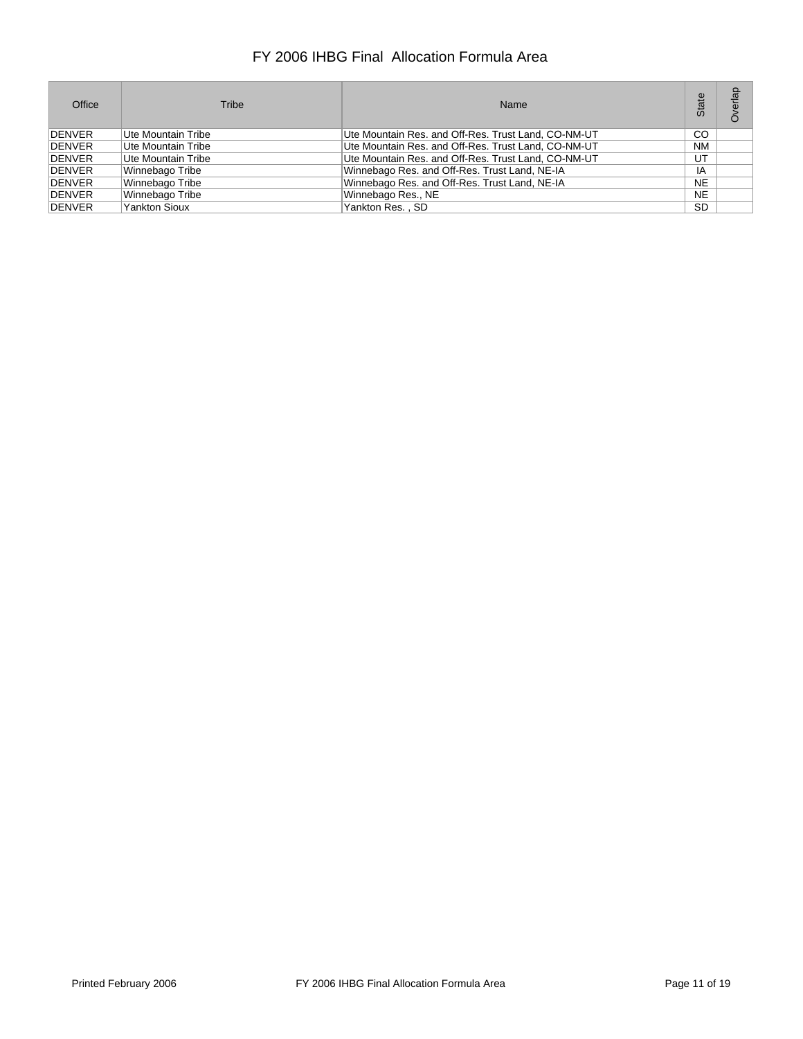# FY 2006 IHBG Final Allocation Formula Area

| Office | Tribe | Name | State | Overlap |
| --- | --- | --- | --- | --- |
| DENVER | Ute Mountain Tribe | Ute Mountain Res. and Off-Res. Trust Land, CO-NM-UT | CO | |
| DENVER | Ute Mountain Tribe | Ute Mountain Res. and Off-Res. Trust Land, CO-NM-UT | NM | |
| DENVER | Ute Mountain Tribe | Ute Mountain Res. and Off-Res. Trust Land, CO-NM-UT | UT | |
| DENVER | Winnebago Tribe | Winnebago Res. and Off-Res. Trust Land, NE-IA | IA | |
| DENVER | Winnebago Tribe | Winnebago Res. and Off-Res. Trust Land, NE-IA | NE | |
| DENVER | Winnebago Tribe | Winnebago Res., NE | NE | |
| DENVER | Yankton Sioux | Yankton Res. , SD | SD | |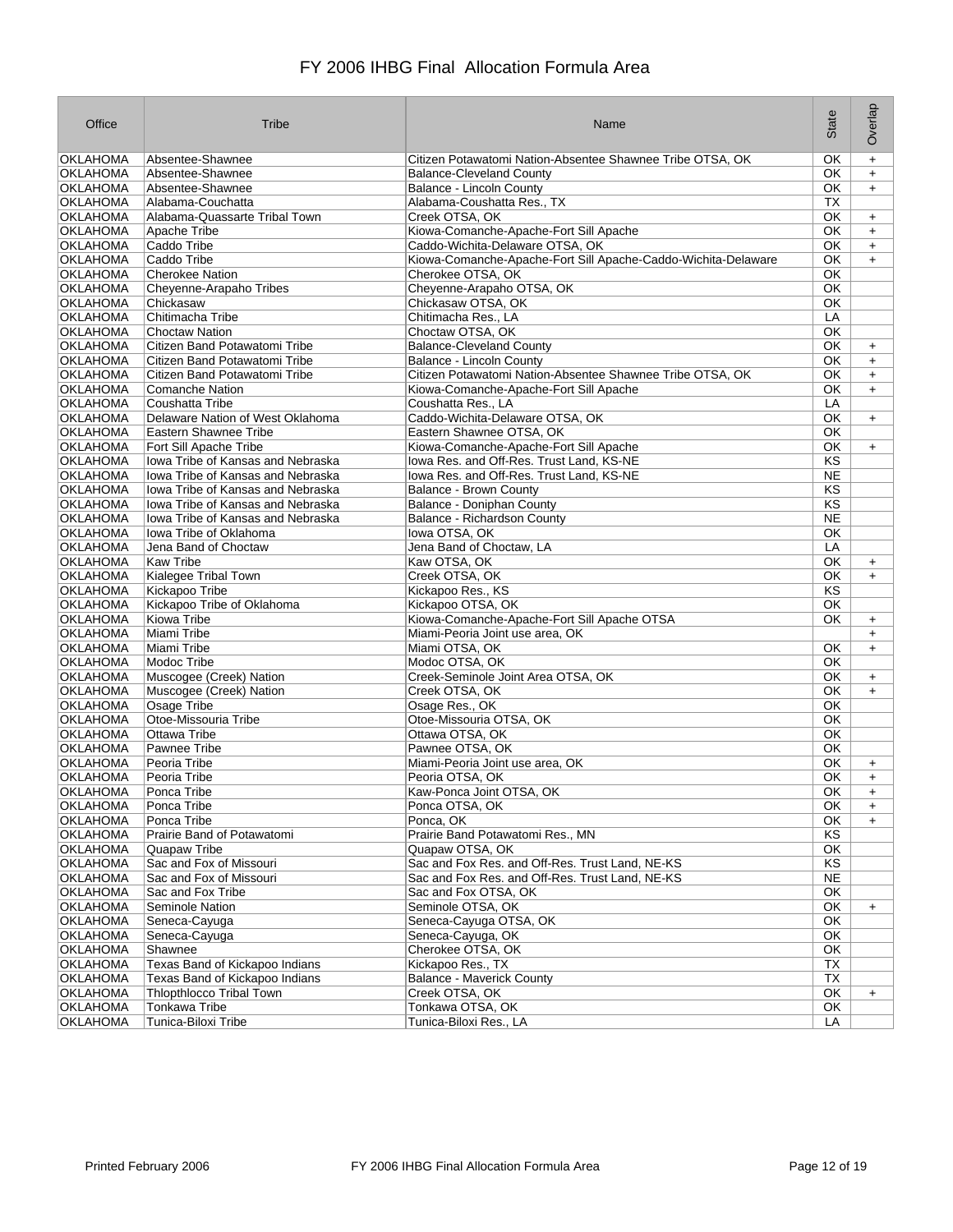# FY 2006 IHBG Final Allocation Formula Area

| Office | Tribe | Name | State | Overlap |
|---|---|---|---|---|
| OKLAHOMA | Absentee-Shawnee | Citizen Potawatomi Nation-Absentee Shawnee Tribe OTSA, OK | OK | + |
| OKLAHOMA | Absentee-Shawnee | Balance-Cleveland County | OK | + |
| OKLAHOMA | Absentee-Shawnee | Balance - Lincoln County | OK | + |
| OKLAHOMA | Alabama-Couchatta | Alabama-Coushatta Res., TX | TX | |
| OKLAHOMA | Alabama-Quassarte Tribal Town | Creek OTSA, OK | OK | + |
| OKLAHOMA | Apache Tribe | Kiowa-Comanche-Apache-Fort Sill Apache | OK | + |
| OKLAHOMA | Caddo Tribe | Caddo-Wichita-Delaware OTSA, OK | OK | + |
| OKLAHOMA | Caddo Tribe | Kiowa-Comanche-Apache-Fort Sill Apache-Caddo-Wichita-Delaware | OK | + |
| OKLAHOMA | Cherokee Nation | Cherokee OTSA, OK | OK | |
| OKLAHOMA | Cheyenne-Arapaho Tribes | Cheyenne-Arapaho OTSA, OK | OK | |
| OKLAHOMA | Chickasaw | Chickasaw OTSA, OK | OK | |
| OKLAHOMA | Chitimacha Tribe | Chitimacha Res., LA | LA | |
| OKLAHOMA | Choctaw Nation | Choctaw OTSA, OK | OK | |
| OKLAHOMA | Citizen Band Potawatomi Tribe | Balance-Cleveland County | OK | + |
| OKLAHOMA | Citizen Band Potawatomi Tribe | Balance - Lincoln County | OK | + |
| OKLAHOMA | Citizen Band Potawatomi Tribe | Citizen Potawatomi Nation-Absentee Shawnee Tribe OTSA, OK | OK | + |
| OKLAHOMA | Comanche Nation | Kiowa-Comanche-Apache-Fort Sill Apache | OK | + |
| OKLAHOMA | Coushatta Tribe | Coushatta Res., LA | LA | |
| OKLAHOMA | Delaware Nation of West Oklahoma | Caddo-Wichita-Delaware OTSA, OK | OK | + |
| OKLAHOMA | Eastern Shawnee Tribe | Eastern Shawnee OTSA, OK | OK | |
| OKLAHOMA | Fort Sill Apache Tribe | Kiowa-Comanche-Apache-Fort Sill Apache | OK | + |
| OKLAHOMA | Iowa Tribe of Kansas and Nebraska | Iowa Res. and Off-Res. Trust Land, KS-NE | KS | |
| OKLAHOMA | Iowa Tribe of Kansas and Nebraska | Iowa Res. and Off-Res. Trust Land, KS-NE | NE | |
| OKLAHOMA | Iowa Tribe of Kansas and Nebraska | Balance - Brown County | KS | |
| OKLAHOMA | Iowa Tribe of Kansas and Nebraska | Balance - Doniphan County | KS | |
| OKLAHOMA | Iowa Tribe of Kansas and Nebraska | Balance - Richardson County | NE | |
| OKLAHOMA | Iowa Tribe of Oklahoma | Iowa OTSA, OK | OK | |
| OKLAHOMA | Jena Band of Choctaw | Jena Band of Choctaw, LA | LA | |
| OKLAHOMA | Kaw Tribe | Kaw OTSA, OK | OK | + |
| OKLAHOMA | Kialegee Tribal Town | Creek OTSA, OK | OK | + |
| OKLAHOMA | Kickapoo Tribe | Kickapoo Res., KS | KS | |
| OKLAHOMA | Kickapoo Tribe of Oklahoma | Kickapoo OTSA, OK | OK | |
| OKLAHOMA | Kiowa Tribe | Kiowa-Comanche-Apache-Fort Sill Apache OTSA | OK | + |
| OKLAHOMA | Miami Tribe | Miami-Peoria Joint use area, OK | | + |
| OKLAHOMA | Miami Tribe | Miami OTSA, OK | OK | + |
| OKLAHOMA | Modoc Tribe | Modoc OTSA, OK | OK | |
| OKLAHOMA | Muscogee (Creek) Nation | Creek-Seminole Joint Area OTSA, OK | OK | + |
| OKLAHOMA | Muscogee (Creek) Nation | Creek OTSA, OK | OK | + |
| OKLAHOMA | Osage Tribe | Osage Res., OK | OK | |
| OKLAHOMA | Otoe-Missouria Tribe | Otoe-Missouria OTSA, OK | OK | |
| OKLAHOMA | Ottawa Tribe | Ottawa OTSA, OK | OK | |
| OKLAHOMA | Pawnee Tribe | Pawnee OTSA, OK | OK | |
| OKLAHOMA | Peoria Tribe | Miami-Peoria Joint use area, OK | OK | + |
| OKLAHOMA | Peoria Tribe | Peoria OTSA, OK | OK | + |
| OKLAHOMA | Ponca Tribe | Kaw-Ponca Joint OTSA, OK | OK | + |
| OKLAHOMA | Ponca Tribe | Ponca OTSA, OK | OK | + |
| OKLAHOMA | Ponca Tribe | Ponca, OK | OK | + |
| OKLAHOMA | Prairie Band of Potawatomi | Prairie Band Potawatomi Res., MN | KS | |
| OKLAHOMA | Quapaw Tribe | Quapaw OTSA, OK | OK | |
| OKLAHOMA | Sac and Fox of Missouri | Sac and Fox Res. and Off-Res. Trust Land, NE-KS | KS | |
| OKLAHOMA | Sac and Fox of Missouri | Sac and Fox Res. and Off-Res. Trust Land, NE-KS | NE | |
| OKLAHOMA | Sac and Fox Tribe | Sac and Fox OTSA, OK | OK | |
| OKLAHOMA | Seminole Nation | Seminole OTSA, OK | OK | + |
| OKLAHOMA | Seneca-Cayuga | Seneca-Cayuga OTSA, OK | OK | |
| OKLAHOMA | Seneca-Cayuga | Seneca-Cayuga, OK | OK | |
| OKLAHOMA | Shawnee | Cherokee OTSA, OK | OK | |
| OKLAHOMA | Texas Band of Kickapoo Indians | Kickapoo Res., TX | TX | |
| OKLAHOMA | Texas Band of Kickapoo Indians | Balance - Maverick County | TX | |
| OKLAHOMA | Thlopthlocco Tribal Town | Creek OTSA, OK | OK | + |
| OKLAHOMA | Tonkawa Tribe | Tonkawa OTSA, OK | OK | |
| OKLAHOMA | Tunica-Biloxi Tribe | Tunica-Biloxi Res., LA | LA | |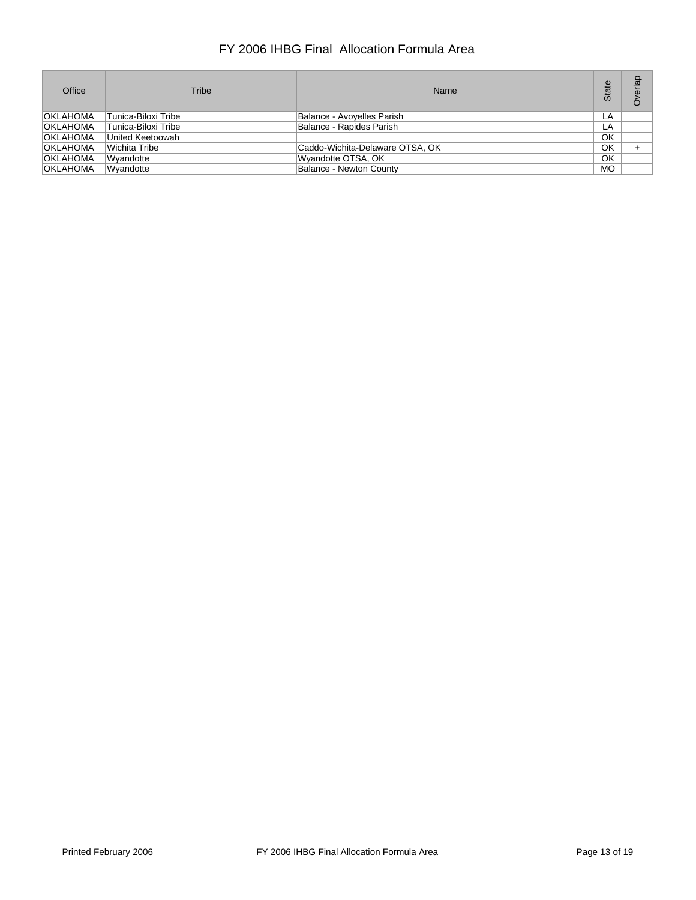# FY 2006 IHBG Final Allocation Formula Area

| Office | Tribe | Name | State | Overlap |
|---|---|---|---|---|
| OKLAHOMA | Tunica-Biloxi Tribe | Balance - Avoyelles Parish | LA | |
| OKLAHOMA | Tunica-Biloxi Tribe | Balance - Rapides Parish | LA | |
| OKLAHOMA | United Keetoowah | | OK | |
| OKLAHOMA | Wichita Tribe | Caddo-Wichita-Delaware OTSA, OK | OK | + |
| OKLAHOMA | Wyandotte | Wyandotte OTSA, OK | OK | |
| OKLAHOMA | Wyandotte | Balance - Newton County | MO | |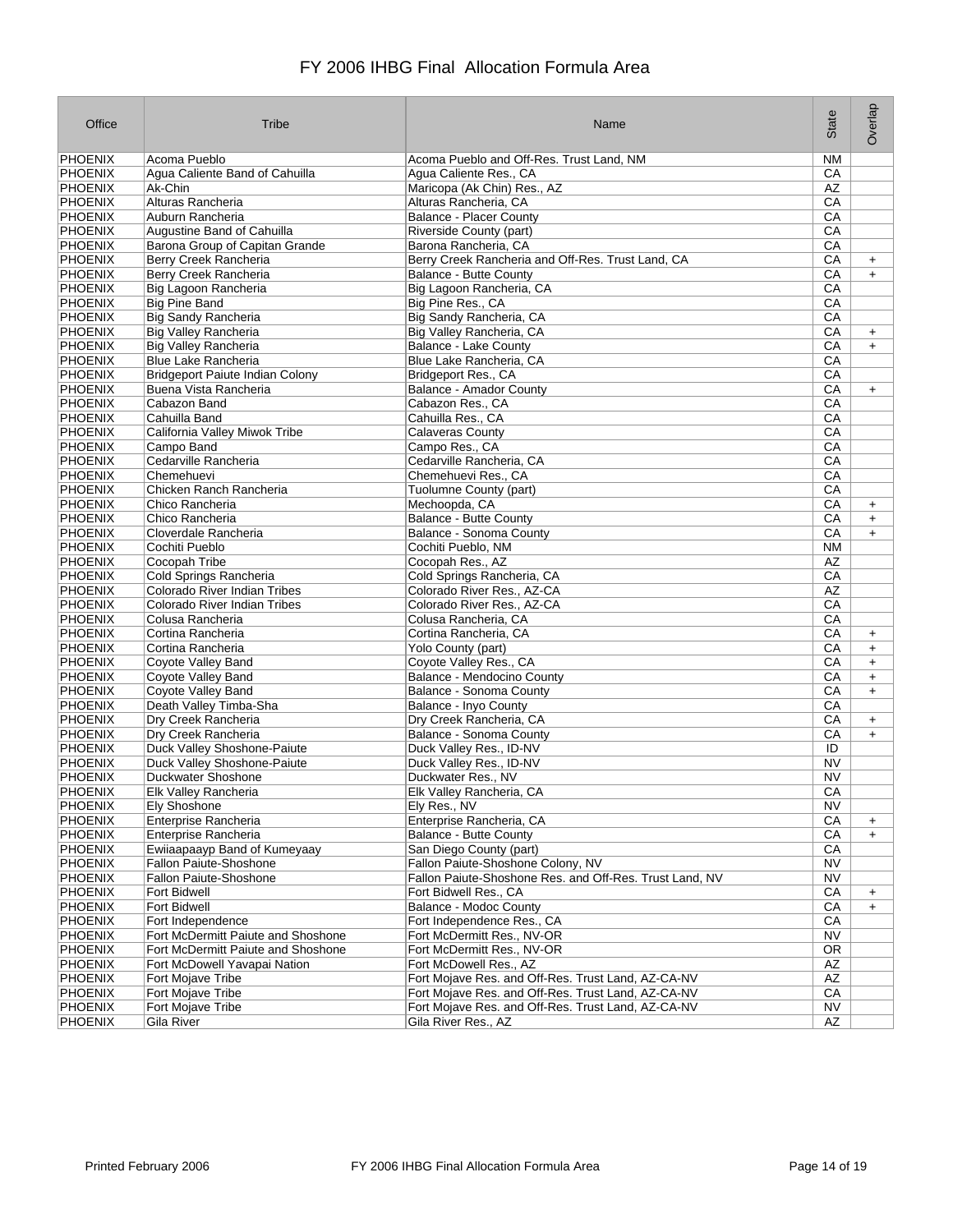# FY 2006 IHBG Final Allocation Formula Area

| Office | Tribe | Name | State | Overlap |
|---|---|---|---|---|
| PHOENIX | Acoma Pueblo | Acoma Pueblo and Off-Res. Trust Land, NM | NM | |
| PHOENIX | Agua Caliente Band of Cahuilla | Agua Caliente Res., CA | CA | |
| PHOENIX | Ak-Chin | Maricopa (Ak Chin) Res., AZ | AZ | |
| PHOENIX | Alturas Rancheria | Alturas Rancheria, CA | CA | |
| PHOENIX | Auburn Rancheria | Balance - Placer County | CA | |
| PHOENIX | Augustine Band of Cahuilla | Riverside County (part) | CA | |
| PHOENIX | Barona Group of Capitan Grande | Barona Rancheria, CA | CA | |
| PHOENIX | Berry Creek Rancheria | Berry Creek Rancheria and Off-Res. Trust Land, CA | CA | + |
| PHOENIX | Berry Creek Rancheria | Balance - Butte County | CA | + |
| PHOENIX | Big Lagoon Rancheria | Big Lagoon Rancheria, CA | CA | |
| PHOENIX | Big Pine Band | Big Pine Res., CA | CA | |
| PHOENIX | Big Sandy Rancheria | Big Sandy Rancheria, CA | CA | |
| PHOENIX | Big Valley Rancheria | Big Valley Rancheria, CA | CA | + |
| PHOENIX | Big Valley Rancheria | Balance - Lake County | CA | + |
| PHOENIX | Blue Lake Rancheria | Blue Lake Rancheria, CA | CA | |
| PHOENIX | Bridgeport Paiute Indian Colony | Bridgeport Res., CA | CA | |
| PHOENIX | Buena Vista Rancheria | Balance - Amador County | CA | + |
| PHOENIX | Cabazon Band | Cabazon Res., CA | CA | |
| PHOENIX | Cahuilla Band | Cahuilla Res., CA | CA | |
| PHOENIX | California Valley Miwok Tribe | Calaveras County | CA | |
| PHOENIX | Campo Band | Campo Res., CA | CA | |
| PHOENIX | Cedarville Rancheria | Cedarville Rancheria, CA | CA | |
| PHOENIX | Chemehuevi | Chemehuevi Res., CA | CA | |
| PHOENIX | Chicken Ranch Rancheria | Tuolumne County (part) | CA | |
| PHOENIX | Chico Rancheria | Mechoopda, CA | CA | + |
| PHOENIX | Chico Rancheria | Balance - Butte County | CA | + |
| PHOENIX | Cloverdale Rancheria | Balance - Sonoma County | CA | + |
| PHOENIX | Cochiti Pueblo | Cochiti Pueblo, NM | NM | |
| PHOENIX | Cocopah Tribe | Cocopah Res., AZ | AZ | |
| PHOENIX | Cold Springs Rancheria | Cold Springs Rancheria, CA | CA | |
| PHOENIX | Colorado River Indian Tribes | Colorado River Res., AZ-CA | AZ | |
| PHOENIX | Colorado River Indian Tribes | Colorado River Res., AZ-CA | CA | |
| PHOENIX | Colusa Rancheria | Colusa Rancheria, CA | CA | |
| PHOENIX | Cortina Rancheria | Cortina Rancheria, CA | CA | + |
| PHOENIX | Cortina Rancheria | Yolo County (part) | CA | + |
| PHOENIX | Coyote Valley Band | Coyote Valley Res., CA | CA | + |
| PHOENIX | Coyote Valley Band | Balance - Mendocino County | CA | + |
| PHOENIX | Coyote Valley Band | Balance - Sonoma County | CA | + |
| PHOENIX | Death Valley Timba-Sha | Balance - Inyo County | CA | |
| PHOENIX | Dry Creek Rancheria | Dry Creek Rancheria, CA | CA | + |
| PHOENIX | Dry Creek Rancheria | Balance - Sonoma County | CA | + |
| PHOENIX | Duck Valley Shoshone-Paiute | Duck Valley Res., ID-NV | ID | |
| PHOENIX | Duck Valley Shoshone-Paiute | Duck Valley Res., ID-NV | NV | |
| PHOENIX | Duckwater Shoshone | Duckwater Res., NV | NV | |
| PHOENIX | Elk Valley Rancheria | Elk Valley Rancheria, CA | CA | |
| PHOENIX | Ely Shoshone | Ely Res., NV | NV | |
| PHOENIX | Enterprise Rancheria | Enterprise Rancheria, CA | CA | + |
| PHOENIX | Enterprise Rancheria | Balance - Butte County | CA | + |
| PHOENIX | Ewiiaapaayp Band of Kumeyaay | San Diego County (part) | CA | |
| PHOENIX | Fallon Paiute-Shoshone | Fallon Paiute-Shoshone Colony, NV | NV | |
| PHOENIX | Fallon Paiute-Shoshone | Fallon Paiute-Shoshone Res. and Off-Res. Trust Land, NV | NV | |
| PHOENIX | Fort Bidwell | Fort Bidwell Res., CA | CA | + |
| PHOENIX | Fort Bidwell | Balance - Modoc County | CA | + |
| PHOENIX | Fort Independence | Fort Independence Res., CA | CA | |
| PHOENIX | Fort McDermitt Paiute and Shoshone | Fort McDermitt Res., NV-OR | NV | |
| PHOENIX | Fort McDermitt Paiute and Shoshone | Fort McDermitt Res., NV-OR | OR | |
| PHOENIX | Fort McDowell Yavapai Nation | Fort McDowell Res., AZ | AZ | |
| PHOENIX | Fort Mojave Tribe | Fort Mojave Res. and Off-Res. Trust Land, AZ-CA-NV | AZ | |
| PHOENIX | Fort Mojave Tribe | Fort Mojave Res. and Off-Res. Trust Land, AZ-CA-NV | CA | |
| PHOENIX | Fort Mojave Tribe | Fort Mojave Res. and Off-Res. Trust Land, AZ-CA-NV | NV | |
| PHOENIX | Gila River | Gila River Res., AZ | AZ | |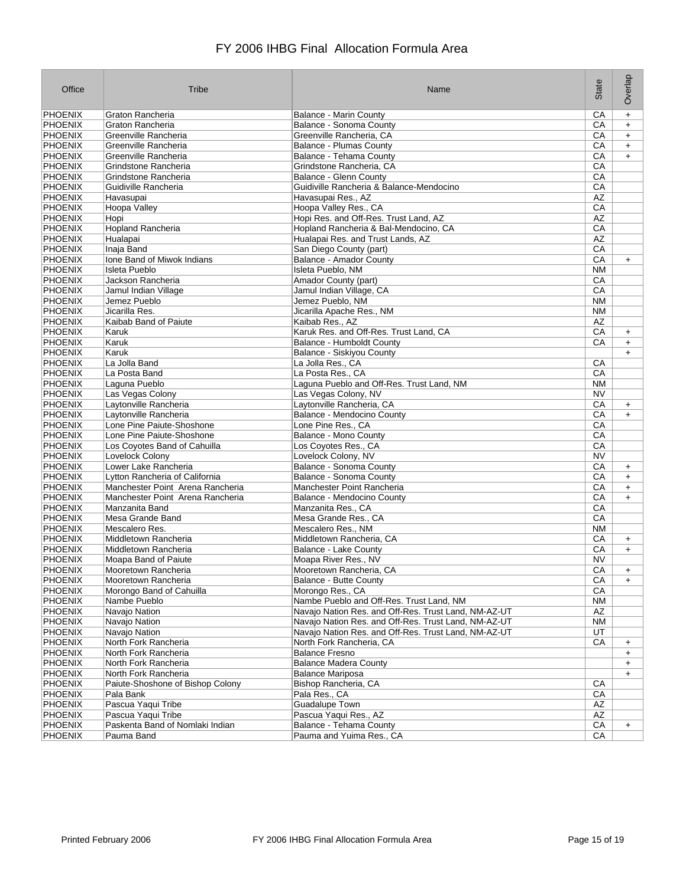# FY 2006 IHBG Final Allocation Formula Area

| Office | Tribe | Name | State | Overlap |
|---|---|---|---|---|
| PHOENIX | Graton Rancheria | Balance - Marin County | CA | + |
| PHOENIX | Graton Rancheria | Balance - Sonoma County | CA | + |
| PHOENIX | Greenville Rancheria | Greenville Rancheria, CA | CA | + |
| PHOENIX | Greenville Rancheria | Balance - Plumas County | CA | + |
| PHOENIX | Greenville Rancheria | Balance - Tehama County | CA | + |
| PHOENIX | Grindstone Rancheria | Grindstone Rancheria, CA | CA | |
| PHOENIX | Grindstone Rancheria | Balance - Glenn County | CA | |
| PHOENIX | Guidiville Rancheria | Guidiville Rancheria & Balance-Mendocino | CA | |
| PHOENIX | Havasupai | Havasupai Res., AZ | AZ | |
| PHOENIX | Hoopa Valley | Hoopa Valley Res., CA | CA | |
| PHOENIX | Hopi | Hopi Res. and Off-Res. Trust Land, AZ | AZ | |
| PHOENIX | Hopland Rancheria | Hopland Rancheria & Bal-Mendocino, CA | CA | |
| PHOENIX | Hualapai | Hualapai Res. and Trust Lands, AZ | AZ | |
| PHOENIX | Inaja Band | San Diego County (part) | CA | |
| PHOENIX | Ione Band of Miwok Indians | Balance - Amador County | CA | + |
| PHOENIX | Isleta Pueblo | Isleta Pueblo, NM | NM | |
| PHOENIX | Jackson Rancheria | Amador County (part) | CA | |
| PHOENIX | Jamul Indian Village | Jamul Indian Village, CA | CA | |
| PHOENIX | Jemez Pueblo | Jemez Pueblo, NM | NM | |
| PHOENIX | Jicarilla Res. | Jicarilla Apache Res., NM | NM | |
| PHOENIX | Kaibab Band of Paiute | Kaibab Res., AZ | AZ | |
| PHOENIX | Karuk | Karuk Res. and Off-Res. Trust Land, CA | CA | + |
| PHOENIX | Karuk | Balance - Humboldt County | CA | + |
| PHOENIX | Karuk | Balance - Siskiyou County | | + |
| PHOENIX | La Jolla Band | La Jolla Res., CA | CA | |
| PHOENIX | La Posta Band | La Posta Res., CA | CA | |
| PHOENIX | Laguna Pueblo | Laguna Pueblo and Off-Res. Trust Land, NM | NM | |
| PHOENIX | Las Vegas Colony | Las Vegas Colony, NV | NV | |
| PHOENIX | Laytonville Rancheria | Laytonville Rancheria, CA | CA | + |
| PHOENIX | Laytonville Rancheria | Balance - Mendocino County | CA | + |
| PHOENIX | Lone Pine Paiute-Shoshone | Lone Pine Res., CA | CA | |
| PHOENIX | Lone Pine Paiute-Shoshone | Balance - Mono County | CA | |
| PHOENIX | Los Coyotes Band of Cahuilla | Los Coyotes Res., CA | CA | |
| PHOENIX | Lovelock Colony | Lovelock Colony, NV | NV | |
| PHOENIX | Lower Lake Rancheria | Balance - Sonoma County | CA | + |
| PHOENIX | Lytton Rancheria of California | Balance - Sonoma County | CA | + |
| PHOENIX | Manchester Point Arena Rancheria | Manchester Point Rancheria | CA | + |
| PHOENIX | Manchester Point Arena Rancheria | Balance - Mendocino County | CA | + |
| PHOENIX | Manzanita Band | Manzanita Res., CA | CA | |
| PHOENIX | Mesa Grande Band | Mesa Grande Res., CA | CA | |
| PHOENIX | Mescalero Res. | Mescalero Res., NM | NM | |
| PHOENIX | Middletown Rancheria | Middletown Rancheria, CA | CA | + |
| PHOENIX | Middletown Rancheria | Balance - Lake County | CA | + |
| PHOENIX | Moapa Band of Paiute | Moapa River Res., NV | NV | |
| PHOENIX | Mooretown Rancheria | Mooretown Rancheria, CA | CA | + |
| PHOENIX | Mooretown Rancheria | Balance - Butte County | CA | + |
| PHOENIX | Morongo Band of Cahuilla | Morongo Res., CA | CA | |
| PHOENIX | Nambe Pueblo | Nambe Pueblo and Off-Res. Trust Land, NM | NM | |
| PHOENIX | Navajo Nation | Navajo Nation Res. and Off-Res. Trust Land, NM-AZ-UT | AZ | |
| PHOENIX | Navajo Nation | Navajo Nation Res. and Off-Res. Trust Land, NM-AZ-UT | NM | |
| PHOENIX | Navajo Nation | Navajo Nation Res. and Off-Res. Trust Land, NM-AZ-UT | UT | |
| PHOENIX | North Fork Rancheria | North Fork Rancheria, CA | CA | + |
| PHOENIX | North Fork Rancheria | Balance Fresno | | + |
| PHOENIX | North Fork Rancheria | Balance Madera County | | + |
| PHOENIX | North Fork Rancheria | Balance Mariposa | | + |
| PHOENIX | Paiute-Shoshone of Bishop Colony | Bishop Rancheria, CA | CA | |
| PHOENIX | Pala Bank | Pala Res., CA | CA | |
| PHOENIX | Pascua Yaqui Tribe | Guadalupe Town | AZ | |
| PHOENIX | Pascua Yaqui Tribe | Pascua Yaqui Res., AZ | AZ | |
| PHOENIX | Paskenta Band of Nomlaki Indian | Balance - Tehama County | CA | + |
| PHOENIX | Pauma Band | Pauma and Yuima Res., CA | CA | |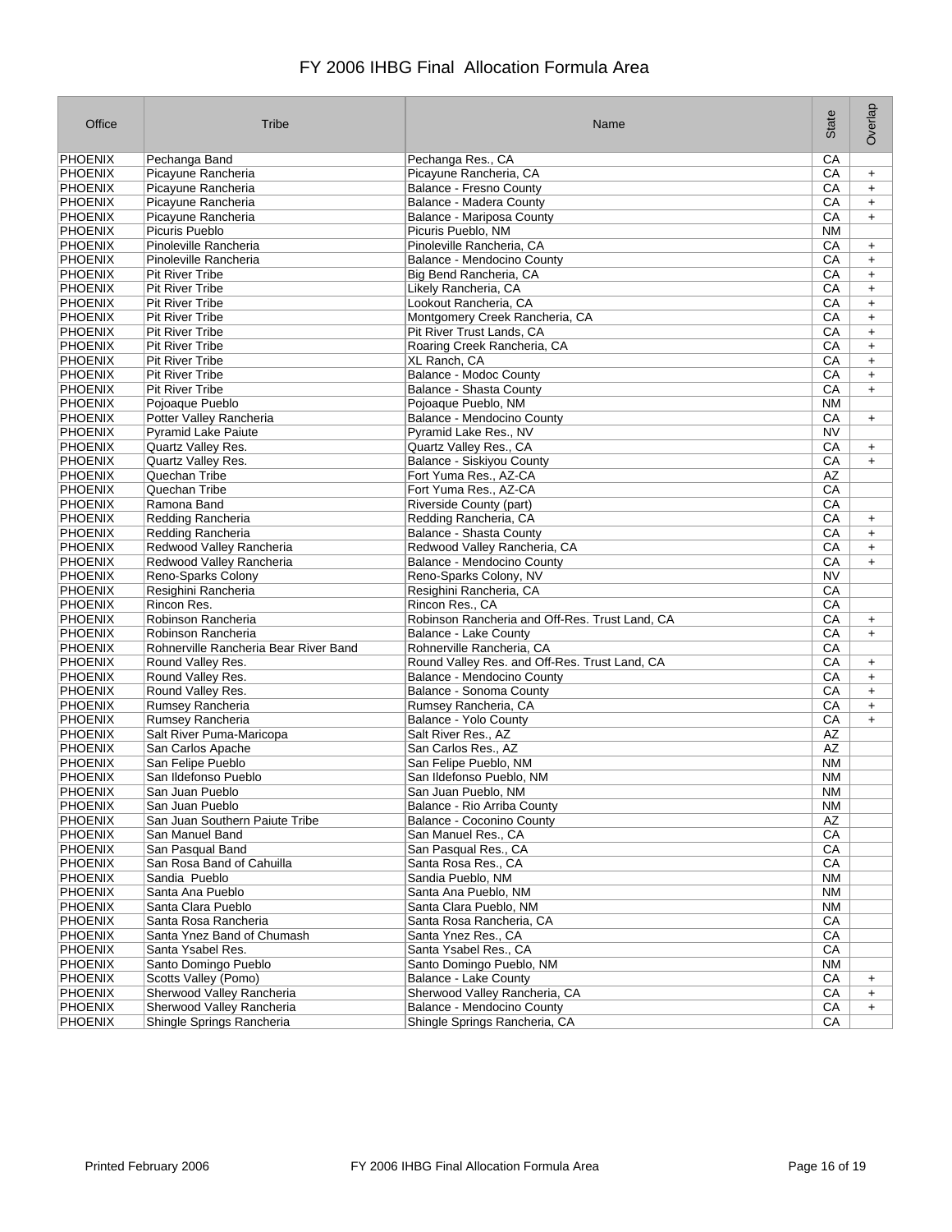# FY 2006 IHBG Final Allocation Formula Area

| Office | Tribe | Name | State | Overlap |
|---|---|---|---|---|
| PHOENIX | Pechanga Band | Pechanga Res., CA | CA | |
| PHOENIX | Picayune Rancheria | Picayune Rancheria, CA | CA | + |
| PHOENIX | Picayune Rancheria | Balance - Fresno County | CA | + |
| PHOENIX | Picayune Rancheria | Balance - Madera County | CA | + |
| PHOENIX | Picayune Rancheria | Balance - Mariposa County | CA | + |
| PHOENIX | Picuris Pueblo | Picuris Pueblo, NM | NM | |
| PHOENIX | Pinoleville Rancheria | Pinoleville Rancheria, CA | CA | + |
| PHOENIX | Pinoleville Rancheria | Balance - Mendocino County | CA | + |
| PHOENIX | Pit River Tribe | Big Bend Rancheria, CA | CA | + |
| PHOENIX | Pit River Tribe | Likely Rancheria, CA | CA | + |
| PHOENIX | Pit River Tribe | Lookout Rancheria, CA | CA | + |
| PHOENIX | Pit River Tribe | Montgomery Creek Rancheria, CA | CA | + |
| PHOENIX | Pit River Tribe | Pit River Trust Lands, CA | CA | + |
| PHOENIX | Pit River Tribe | Roaring Creek Rancheria, CA | CA | + |
| PHOENIX | Pit River Tribe | XL Ranch, CA | CA | + |
| PHOENIX | Pit River Tribe | Balance - Modoc County | CA | + |
| PHOENIX | Pit River Tribe | Balance - Shasta County | CA | + |
| PHOENIX | Pojoaque Pueblo | Pojoaque Pueblo, NM | NM | |
| PHOENIX | Potter Valley Rancheria | Balance - Mendocino County | CA | + |
| PHOENIX | Pyramid Lake Paiute | Pyramid Lake Res., NV | NV | |
| PHOENIX | Quartz Valley Res. | Quartz Valley Res., CA | CA | + |
| PHOENIX | Quartz Valley Res. | Balance - Siskiyou County | CA | + |
| PHOENIX | Quechan Tribe | Fort Yuma Res., AZ-CA | AZ | |
| PHOENIX | Quechan Tribe | Fort Yuma Res., AZ-CA | CA | |
| PHOENIX | Ramona Band | Riverside County (part) | CA | |
| PHOENIX | Redding Rancheria | Redding Rancheria, CA | CA | + |
| PHOENIX | Redding Rancheria | Balance - Shasta County | CA | + |
| PHOENIX | Redwood Valley Rancheria | Redwood Valley Rancheria, CA | CA | + |
| PHOENIX | Redwood Valley Rancheria | Balance - Mendocino County | CA | + |
| PHOENIX | Reno-Sparks Colony | Reno-Sparks Colony, NV | NV | |
| PHOENIX | Resighini Rancheria | Resighini Rancheria, CA | CA | |
| PHOENIX | Rincon Res. | Rincon Res., CA | CA | |
| PHOENIX | Robinson Rancheria | Robinson Rancheria and Off-Res. Trust Land, CA | CA | + |
| PHOENIX | Robinson Rancheria | Balance - Lake County | CA | + |
| PHOENIX | Rohnerville Rancheria Bear River Band | Rohnerville Rancheria, CA | CA | |
| PHOENIX | Round Valley Res. | Round Valley Res. and Off-Res. Trust Land, CA | CA | + |
| PHOENIX | Round Valley Res. | Balance - Mendocino County | CA | + |
| PHOENIX | Round Valley Res. | Balance - Sonoma County | CA | + |
| PHOENIX | Rumsey Rancheria | Rumsey Rancheria, CA | CA | + |
| PHOENIX | Rumsey Rancheria | Balance - Yolo County | CA | + |
| PHOENIX | Salt River Puma-Maricopa | Salt River Res., AZ | AZ | |
| PHOENIX | San Carlos Apache | San Carlos Res., AZ | AZ | |
| PHOENIX | San Felipe Pueblo | San Felipe Pueblo, NM | NM | |
| PHOENIX | San Ildefonso Pueblo | San Ildefonso Pueblo, NM | NM | |
| PHOENIX | San Juan Pueblo | San Juan Pueblo, NM | NM | |
| PHOENIX | San Juan Pueblo | Balance - Rio Arriba County | NM | |
| PHOENIX | San Juan Southern Paiute Tribe | Balance - Coconino County | AZ | |
| PHOENIX | San Manuel Band | San Manuel Res., CA | CA | |
| PHOENIX | San Pasqual Band | San Pasqual Res., CA | CA | |
| PHOENIX | San Rosa Band of Cahuilla | Santa Rosa Res., CA | CA | |
| PHOENIX | Sandia Pueblo | Sandia Pueblo, NM | NM | |
| PHOENIX | Santa Ana Pueblo | Santa Ana Pueblo, NM | NM | |
| PHOENIX | Santa Clara Pueblo | Santa Clara Pueblo, NM | NM | |
| PHOENIX | Santa Rosa Rancheria | Santa Rosa Rancheria, CA | CA | |
| PHOENIX | Santa Ynez Band of Chumash | Santa Ynez Res., CA | CA | |
| PHOENIX | Santa Ysabel Res. | Santa Ysabel Res., CA | CA | |
| PHOENIX | Santo Domingo Pueblo | Santo Domingo Pueblo, NM | NM | |
| PHOENIX | Scotts Valley (Pomo) | Balance - Lake County | CA | + |
| PHOENIX | Sherwood Valley Rancheria | Sherwood Valley Rancheria, CA | CA | + |
| PHOENIX | Sherwood Valley Rancheria | Balance - Mendocino County | CA | + |
| PHOENIX | Shingle Springs Rancheria | Shingle Springs Rancheria, CA | CA | |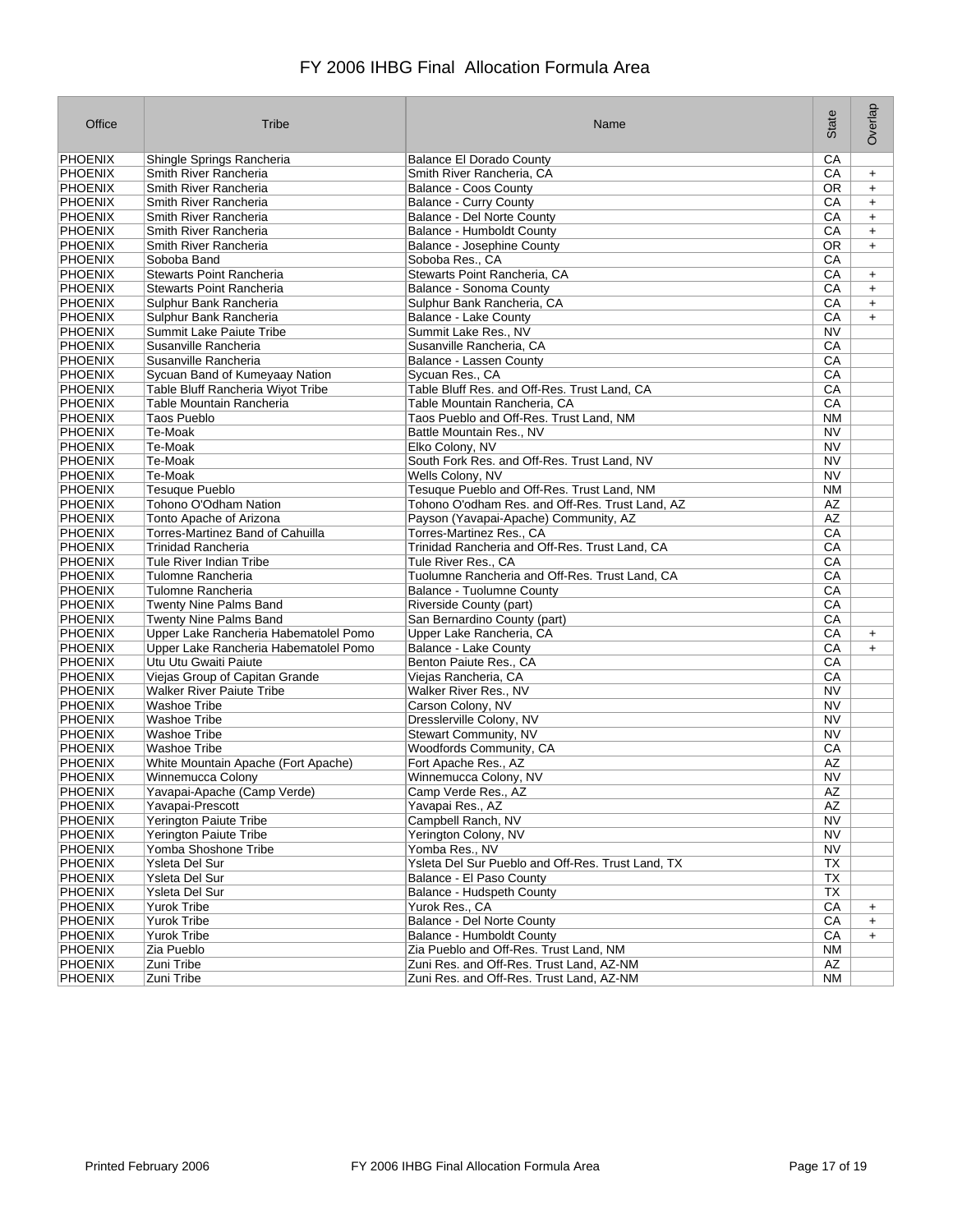# FY 2006 IHBG Final Allocation Formula Area

| Office | Tribe | Name | State | Overlap |
|---|---|---|---|---|
| PHOENIX | Shingle Springs Rancheria | Balance El Dorado County | CA | |
| PHOENIX | Smith River Rancheria | Smith River Rancheria, CA | CA | + |
| PHOENIX | Smith River Rancheria | Balance - Coos County | OR | + |
| PHOENIX | Smith River Rancheria | Balance - Curry County | CA | + |
| PHOENIX | Smith River Rancheria | Balance - Del Norte County | CA | + |
| PHOENIX | Smith River Rancheria | Balance - Humboldt County | CA | + |
| PHOENIX | Smith River Rancheria | Balance - Josephine County | OR | + |
| PHOENIX | Soboba Band | Soboba Res., CA | CA | |
| PHOENIX | Stewarts Point Rancheria | Stewarts Point Rancheria, CA | CA | + |
| PHOENIX | Stewarts Point Rancheria | Balance - Sonoma County | CA | + |
| PHOENIX | Sulphur Bank Rancheria | Sulphur Bank Rancheria, CA | CA | + |
| PHOENIX | Sulphur Bank Rancheria | Balance - Lake County | CA | + |
| PHOENIX | Summit Lake Paiute Tribe | Summit Lake Res., NV | NV | |
| PHOENIX | Susanville Rancheria | Susanville Rancheria, CA | CA | |
| PHOENIX | Susanville Rancheria | Balance - Lassen County | CA | |
| PHOENIX | Sycuan Band of Kumeyaay Nation | Sycuan Res., CA | CA | |
| PHOENIX | Table Bluff Rancheria Wiyot Tribe | Table Bluff Res. and Off-Res. Trust Land, CA | CA | |
| PHOENIX | Table Mountain Rancheria | Table Mountain Rancheria, CA | CA | |
| PHOENIX | Taos Pueblo | Taos Pueblo and Off-Res. Trust Land, NM | NM | |
| PHOENIX | Te-Moak | Battle Mountain Res., NV | NV | |
| PHOENIX | Te-Moak | Elko Colony, NV | NV | |
| PHOENIX | Te-Moak | South Fork Res. and Off-Res. Trust Land, NV | NV | |
| PHOENIX | Te-Moak | Wells Colony, NV | NV | |
| PHOENIX | Tesuque Pueblo | Tesuque Pueblo and Off-Res. Trust Land, NM | NM | |
| PHOENIX | Tohono O'Odham Nation | Tohono O'odham Res. and Off-Res. Trust Land, AZ | AZ | |
| PHOENIX | Tonto Apache of Arizona | Payson (Yavapai-Apache) Community, AZ | AZ | |
| PHOENIX | Torres-Martinez Band of Cahuilla | Torres-Martinez Res., CA | CA | |
| PHOENIX | Trinidad Rancheria | Trinidad Rancheria and Off-Res. Trust Land, CA | CA | |
| PHOENIX | Tule River Indian Tribe | Tule River Res., CA | CA | |
| PHOENIX | Tulomne Rancheria | Tuolumne Rancheria and Off-Res. Trust Land, CA | CA | |
| PHOENIX | Tulomne Rancheria | Balance - Tuolumne County | CA | |
| PHOENIX | Twenty Nine Palms Band | Riverside County (part) | CA | |
| PHOENIX | Twenty Nine Palms Band | San Bernardino County (part) | CA | |
| PHOENIX | Upper Lake Rancheria Habematolel Pomo | Upper Lake Rancheria, CA | CA | + |
| PHOENIX | Upper Lake Rancheria Habematolel Pomo | Balance - Lake County | CA | + |
| PHOENIX | Utu Utu Gwaiti Paiute | Benton Paiute Res., CA | CA | |
| PHOENIX | Viejas Group of Capitan Grande | Viejas Rancheria, CA | CA | |
| PHOENIX | Walker River Paiute Tribe | Walker River Res., NV | NV | |
| PHOENIX | Washoe Tribe | Carson Colony, NV | NV | |
| PHOENIX | Washoe Tribe | Dresslerville Colony, NV | NV | |
| PHOENIX | Washoe Tribe | Stewart Community, NV | NV | |
| PHOENIX | Washoe Tribe | Woodfords Community, CA | CA | |
| PHOENIX | White Mountain Apache (Fort Apache) | Fort Apache Res., AZ | AZ | |
| PHOENIX | Winnemucca Colony | Winnemucca Colony, NV | NV | |
| PHOENIX | Yavapai-Apache (Camp Verde) | Camp Verde Res., AZ | AZ | |
| PHOENIX | Yavapai-Prescott | Yavapai Res., AZ | AZ | |
| PHOENIX | Yerington Paiute Tribe | Campbell Ranch, NV | NV | |
| PHOENIX | Yerington Paiute Tribe | Yerington Colony, NV | NV | |
| PHOENIX | Yomba Shoshone Tribe | Yomba Res., NV | NV | |
| PHOENIX | Ysleta Del Sur | Ysleta Del Sur Pueblo and Off-Res. Trust Land, TX | TX | |
| PHOENIX | Ysleta Del Sur | Balance - El Paso County | TX | |
| PHOENIX | Ysleta Del Sur | Balance - Hudspeth County | TX | |
| PHOENIX | Yurok Tribe | Yurok Res., CA | CA | + |
| PHOENIX | Yurok Tribe | Balance - Del Norte County | CA | + |
| PHOENIX | Yurok Tribe | Balance - Humboldt County | CA | + |
| PHOENIX | Zia Pueblo | Zia Pueblo and Off-Res. Trust Land, NM | NM | |
| PHOENIX | Zuni Tribe | Zuni Res. and Off-Res. Trust Land, AZ-NM | AZ | |
| PHOENIX | Zuni Tribe | Zuni Res. and Off-Res. Trust Land, AZ-NM | NM | |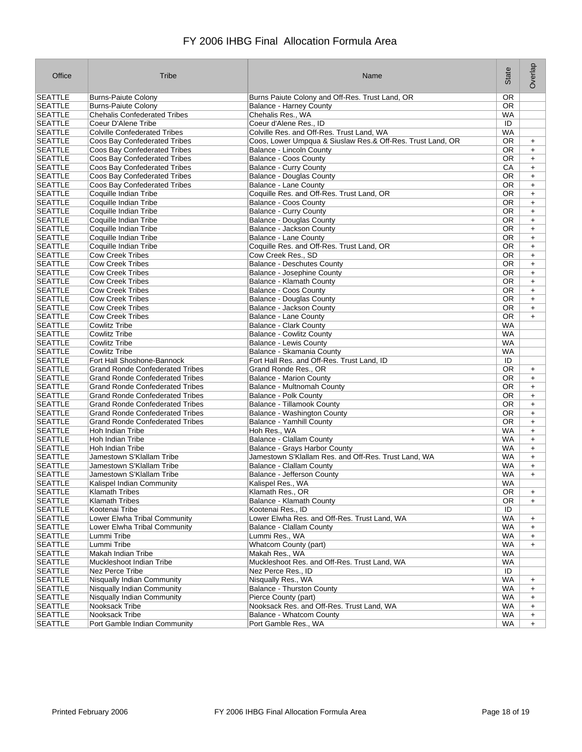# FY 2006 IHBG Final Allocation Formula Area

| Office | Tribe | Name | State | Overlap |
|---|---|---|---|---|
| SEATTLE | Burns-Paiute Colony | Burns Paiute Colony and Off-Res. Trust Land, OR | OR | |
| SEATTLE | Burns-Paiute Colony | Balance - Harney County | OR | |
| SEATTLE | Chehalis Confederated Tribes | Chehalis Res., WA | WA | |
| SEATTLE | Coeur D'Alene Tribe | Coeur d'Alene Res., ID | ID | |
| SEATTLE | Colville Confederated Tribes | Colville Res. and Off-Res. Trust Land, WA | WA | |
| SEATTLE | Coos Bay Confederated Tribes | Coos, Lower Umpqua & Siuslaw Res.& Off-Res. Trust Land, OR | OR | + |
| SEATTLE | Coos Bay Confederated Tribes | Balance - Lincoln County | OR | + |
| SEATTLE | Coos Bay Confederated Tribes | Balance - Coos County | OR | + |
| SEATTLE | Coos Bay Confederated Tribes | Balance - Curry County | CA | + |
| SEATTLE | Coos Bay Confederated Tribes | Balance - Douglas County | OR | + |
| SEATTLE | Coos Bay Confederated Tribes | Balance - Lane County | OR | + |
| SEATTLE | Coquille Indian Tribe | Coquille Res. and Off-Res. Trust Land, OR | OR | + |
| SEATTLE | Coquille Indian Tribe | Balance - Coos County | OR | + |
| SEATTLE | Coquille Indian Tribe | Balance - Curry County | OR | + |
| SEATTLE | Coquille Indian Tribe | Balance - Douglas County | OR | + |
| SEATTLE | Coquille Indian Tribe | Balance - Jackson County | OR | + |
| SEATTLE | Coquille Indian Tribe | Balance - Lane County | OR | + |
| SEATTLE | Coquille Indian Tribe | Coquille Res. and Off-Res. Trust Land, OR | OR | + |
| SEATTLE | Cow Creek Tribes | Cow Creek Res., SD | OR | + |
| SEATTLE | Cow Creek Tribes | Balance - Deschutes County | OR | + |
| SEATTLE | Cow Creek Tribes | Balance - Josephine County | OR | + |
| SEATTLE | Cow Creek Tribes | Balance - Klamath County | OR | + |
| SEATTLE | Cow Creek Tribes | Balance - Coos County | OR | + |
| SEATTLE | Cow Creek Tribes | Balance - Douglas County | OR | + |
| SEATTLE | Cow Creek Tribes | Balance - Jackson County | OR | + |
| SEATTLE | Cow Creek Tribes | Balance - Lane County | OR | + |
| SEATTLE | Cowlitz Tribe | Balance - Clark County | WA | |
| SEATTLE | Cowlitz Tribe | Balance - Cowlitz County | WA | |
| SEATTLE | Cowlitz Tribe | Balance - Lewis County | WA | |
| SEATTLE | Cowlitz Tribe | Balance - Skamania County | WA | |
| SEATTLE | Fort Hall Shoshone-Bannock | Fort Hall Res. and Off-Res. Trust Land, ID | ID | |
| SEATTLE | Grand Ronde Confederated Tribes | Grand Ronde Res., OR | OR | + |
| SEATTLE | Grand Ronde Confederated Tribes | Balance - Marion County | OR | + |
| SEATTLE | Grand Ronde Confederated Tribes | Balance - Multnomah County | OR | + |
| SEATTLE | Grand Ronde Confederated Tribes | Balance - Polk County | OR | + |
| SEATTLE | Grand Ronde Confederated Tribes | Balance - Tillamook County | OR | + |
| SEATTLE | Grand Ronde Confederated Tribes | Balance - Washington County | OR | + |
| SEATTLE | Grand Ronde Confederated Tribes | Balance - Yamhill County | OR | + |
| SEATTLE | Hoh Indian Tribe | Hoh Res., WA | WA | + |
| SEATTLE | Hoh Indian Tribe | Balance - Clallam County | WA | + |
| SEATTLE | Hoh Indian Tribe | Balance - Grays Harbor County | WA | + |
| SEATTLE | Jamestown S'Klallam Tribe | Jamestown S'Klallam Res. and Off-Res. Trust Land, WA | WA | + |
| SEATTLE | Jamestown S'Klallam Tribe | Balance - Clallam County | WA | + |
| SEATTLE | Jamestown S'Klallam Tribe | Balance - Jefferson County | WA | + |
| SEATTLE | Kalispel Indian Community | Kalispel Res., WA | WA | |
| SEATTLE | Klamath Tribes | Klamath Res., OR | OR | + |
| SEATTLE | Klamath Tribes | Balance - Klamath County | OR | + |
| SEATTLE | Kootenai Tribe | Kootenai Res., ID | ID | |
| SEATTLE | Lower Elwha Tribal Community | Lower Elwha Res. and Off-Res. Trust Land, WA | WA | + |
| SEATTLE | Lower Elwha Tribal Community | Balance - Clallam County | WA | + |
| SEATTLE | Lummi Tribe | Lummi Res., WA | WA | + |
| SEATTLE | Lummi Tribe | Whatcom County (part) | WA | + |
| SEATTLE | Makah Indian Tribe | Makah Res., WA | WA | |
| SEATTLE | Muckleshoot Indian Tribe | Muckleshoot Res. and Off-Res. Trust Land, WA | WA | |
| SEATTLE | Nez Perce Tribe | Nez Perce Res., ID | ID | |
| SEATTLE | Nisqually Indian Community | Nisqually Res., WA | WA | + |
| SEATTLE | Nisqually Indian Community | Balance - Thurston County | WA | + |
| SEATTLE | Nisqually Indian Community | Pierce County (part) | WA | + |
| SEATTLE | Nooksack Tribe | Nooksack Res. and Off-Res. Trust Land, WA | WA | + |
| SEATTLE | Nooksack Tribe | Balance - Whatcom County | WA | + |
| SEATTLE | Port Gamble Indian Community | Port Gamble Res., WA | WA | + |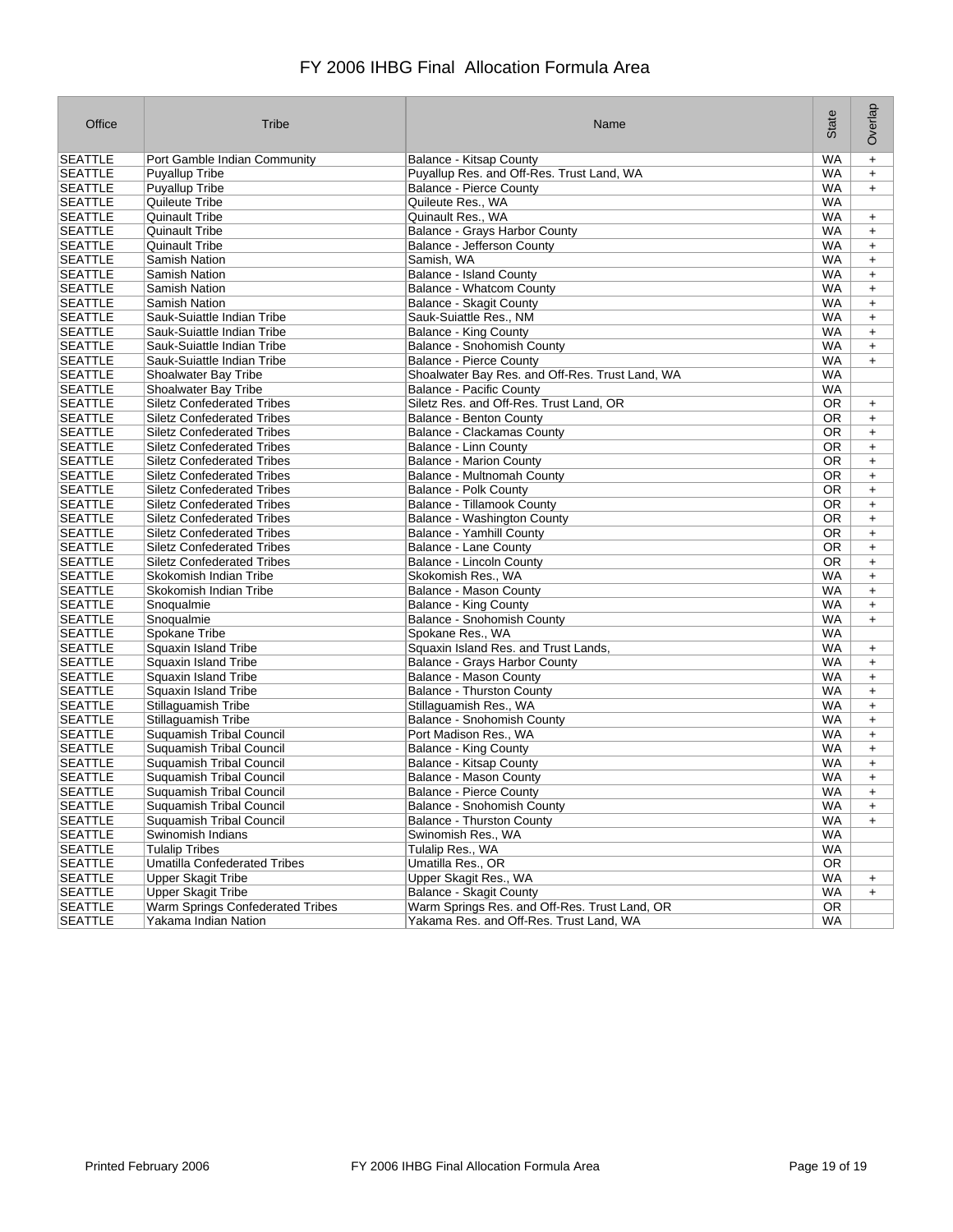# FY 2006 IHBG Final Allocation Formula Area

| Office | Tribe | Name | State | Overlap |
|---|---|---|---|---|
| SEATTLE | Port Gamble Indian Community | Balance - Kitsap County | WA | + |
| SEATTLE | Puyallup Tribe | Puyallup Res. and Off-Res. Trust Land, WA | WA | + |
| SEATTLE | Puyallup Tribe | Balance - Pierce County | WA | + |
| SEATTLE | Quileute Tribe | Quileute Res., WA | WA | |
| SEATTLE | Quinault Tribe | Quinault Res., WA | WA | + |
| SEATTLE | Quinault Tribe | Balance - Grays Harbor County | WA | + |
| SEATTLE | Quinault Tribe | Balance - Jefferson County | WA | + |
| SEATTLE | Samish Nation | Samish, WA | WA | + |
| SEATTLE | Samish Nation | Balance - Island County | WA | + |
| SEATTLE | Samish Nation | Balance - Whatcom County | WA | + |
| SEATTLE | Samish Nation | Balance - Skagit County | WA | + |
| SEATTLE | Sauk-Suiattle Indian Tribe | Sauk-Suiattle Res., NM | WA | + |
| SEATTLE | Sauk-Suiattle Indian Tribe | Balance - King County | WA | + |
| SEATTLE | Sauk-Suiattle Indian Tribe | Balance - Snohomish County | WA | + |
| SEATTLE | Sauk-Suiattle Indian Tribe | Balance - Pierce County | WA | + |
| SEATTLE | Shoalwater Bay Tribe | Shoalwater Bay Res. and Off-Res. Trust Land, WA | WA | |
| SEATTLE | Shoalwater Bay Tribe | Balance - Pacific County | WA | |
| SEATTLE | Siletz Confederated Tribes | Siletz Res. and Off-Res. Trust Land, OR | OR | + |
| SEATTLE | Siletz Confederated Tribes | Balance - Benton County | OR | + |
| SEATTLE | Siletz Confederated Tribes | Balance - Clackamas County | OR | + |
| SEATTLE | Siletz Confederated Tribes | Balance - Linn County | OR | + |
| SEATTLE | Siletz Confederated Tribes | Balance - Marion County | OR | + |
| SEATTLE | Siletz Confederated Tribes | Balance - Multnomah County | OR | + |
| SEATTLE | Siletz Confederated Tribes | Balance - Polk County | OR | + |
| SEATTLE | Siletz Confederated Tribes | Balance - Tillamook County | OR | + |
| SEATTLE | Siletz Confederated Tribes | Balance - Washington County | OR | + |
| SEATTLE | Siletz Confederated Tribes | Balance - Yamhill County | OR | + |
| SEATTLE | Siletz Confederated Tribes | Balance - Lane County | OR | + |
| SEATTLE | Siletz Confederated Tribes | Balance - Lincoln County | OR | + |
| SEATTLE | Skokomish Indian Tribe | Skokomish Res., WA | WA | + |
| SEATTLE | Skokomish Indian Tribe | Balance - Mason County | WA | + |
| SEATTLE | Snoqualmie | Balance - King County | WA | + |
| SEATTLE | Snoqualmie | Balance - Snohomish County | WA | + |
| SEATTLE | Spokane Tribe | Spokane Res., WA | WA | |
| SEATTLE | Squaxin Island Tribe | Squaxin Island Res. and Trust Lands, | WA | + |
| SEATTLE | Squaxin Island Tribe | Balance - Grays Harbor County | WA | + |
| SEATTLE | Squaxin Island Tribe | Balance - Mason County | WA | + |
| SEATTLE | Squaxin Island Tribe | Balance - Thurston County | WA | + |
| SEATTLE | Stillaguamish Tribe | Stillaguamish Res., WA | WA | + |
| SEATTLE | Stillaguamish Tribe | Balance - Snohomish County | WA | + |
| SEATTLE | Suquamish Tribal Council | Port Madison Res., WA | WA | + |
| SEATTLE | Suquamish Tribal Council | Balance - King County | WA | + |
| SEATTLE | Suquamish Tribal Council | Balance - Kitsap County | WA | + |
| SEATTLE | Suquamish Tribal Council | Balance - Mason County | WA | + |
| SEATTLE | Suquamish Tribal Council | Balance - Pierce County | WA | + |
| SEATTLE | Suquamish Tribal Council | Balance - Snohomish County | WA | + |
| SEATTLE | Suquamish Tribal Council | Balance - Thurston County | WA | + |
| SEATTLE | Swinomish Indians | Swinomish Res., WA | WA | |
| SEATTLE | Tulalip Tribes | Tulalip Res., WA | WA | |
| SEATTLE | Umatilla Confederated Tribes | Umatilla Res., OR | OR | |
| SEATTLE | Upper Skagit Tribe | Upper Skagit Res., WA | WA | + |
| SEATTLE | Upper Skagit Tribe | Balance - Skagit County | WA | + |
| SEATTLE | Warm Springs Confederated Tribes | Warm Springs Res. and Off-Res. Trust Land, OR | OR | |
| SEATTLE | Yakama Indian Nation | Yakama Res. and Off-Res. Trust Land, WA | WA | |